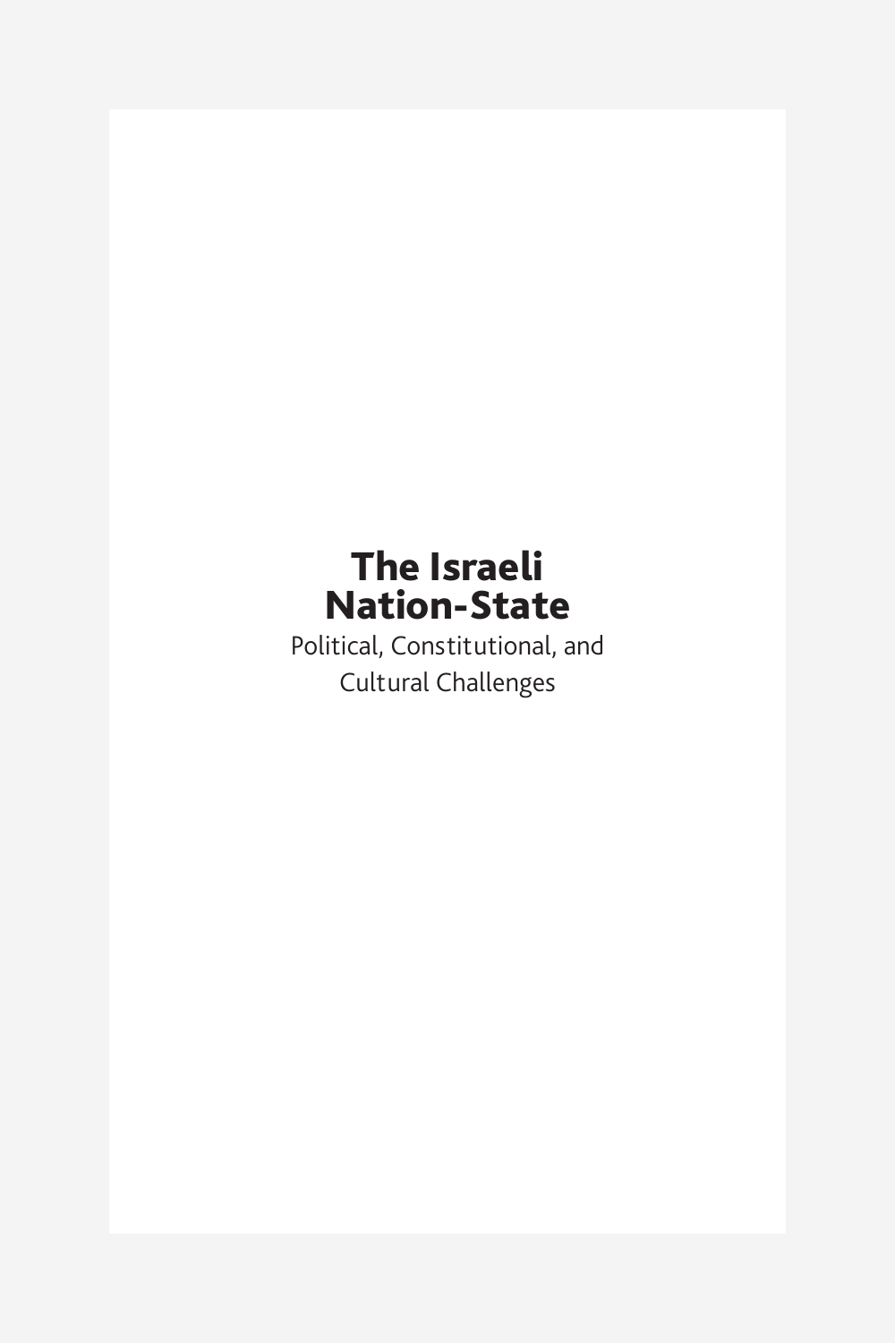# The Israeli Nation-State

Political, Constitutional, and Cultural Challenges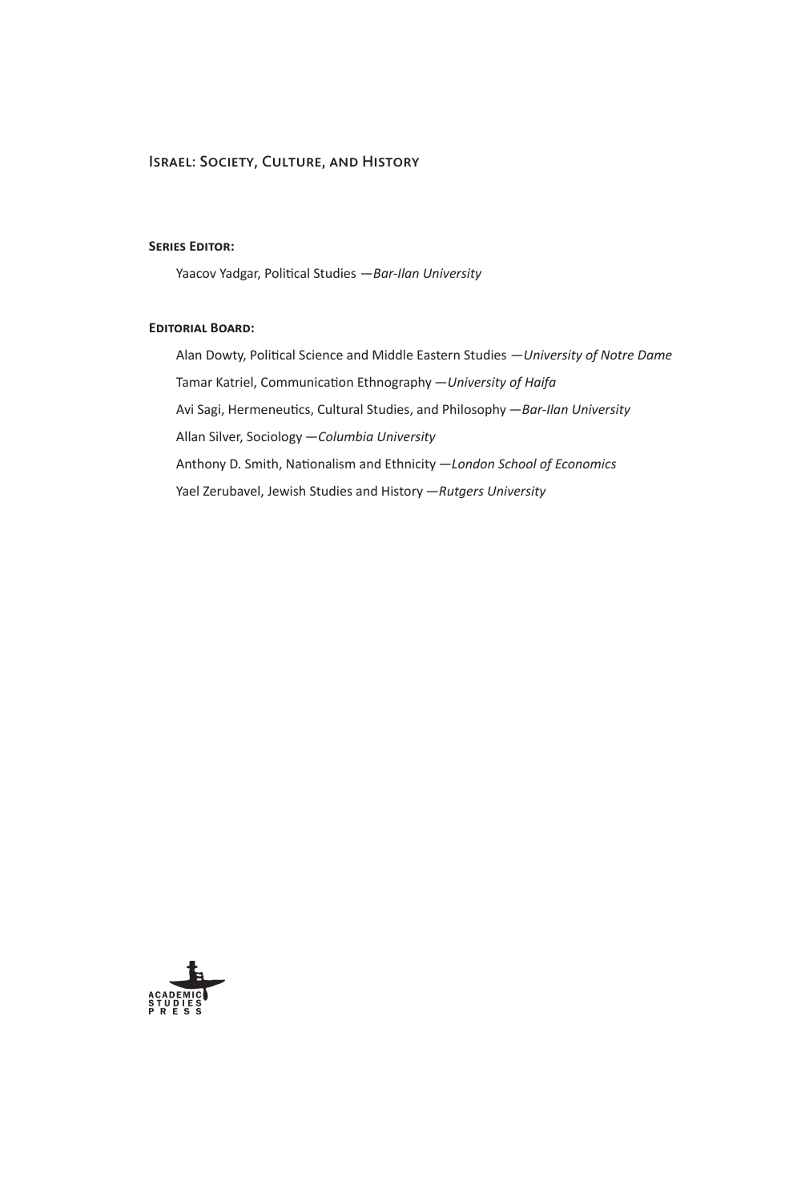## Israel: Society, Culture, and History

**Series Editor:**

Yaacov Yadgar, Political Studies —*Bar-Ilan University*

**Editorial Board:**

Alan Dowty, Political Science and Middle Eastern Studies —*University of Notre Dame*

Tamar Katriel, Communication Ethnography —*University of Haifa*

Avi Sagi, Hermeneutics, Cultural Studies, and Philosophy —*Bar-Ilan University*

Allan Silver, Sociology —*Columbia University*

Anthony D. Smith, Nationalism and Ethnicity —*London School of Economics*

Yael Zerubavel, Jewish Studies and History —*Rutgers University*

ACADEMIC STUDIES PRESS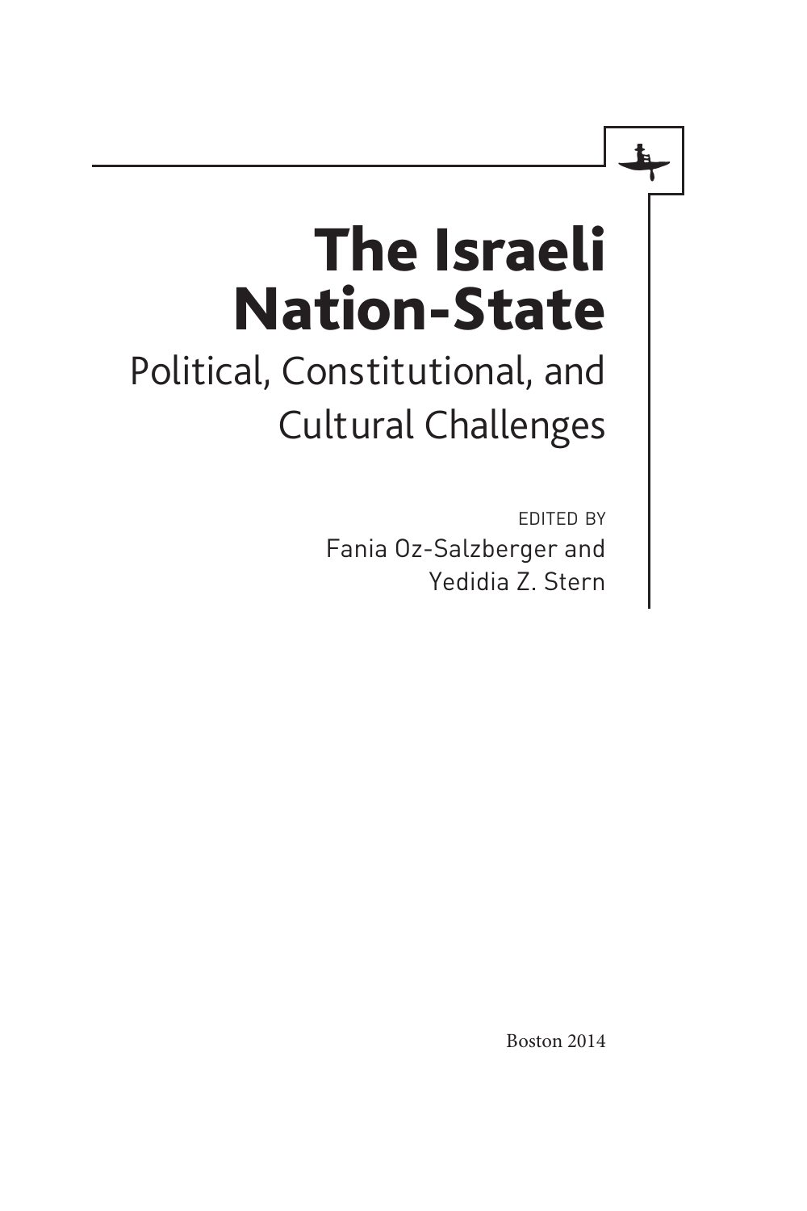# The Israeli Nation-State

## Political, Constitutional, and Cultural Challenges

EDITED BY
Fania Oz-Salzberger and
Yedidia Z. Stern

Boston 2014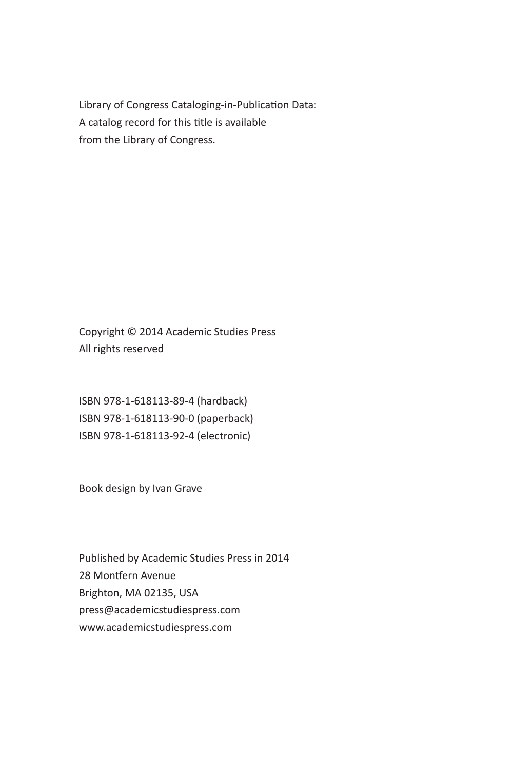Library of Congress Cataloging-in-Publication Data:
A catalog record for this title is available
from the Library of Congress.

Copyright © 2014 Academic Studies Press
All rights reserved

ISBN 978-1-618113-89-4 (hardback)
ISBN 978-1-618113-90-0 (paperback)
ISBN 978-1-618113-92-4 (electronic)

Book design by Ivan Grave

Published by Academic Studies Press in 2014
28 Montfern Avenue
Brighton, MA 02135, USA
press@academicstudiespress.com
www.academicstudiespress.com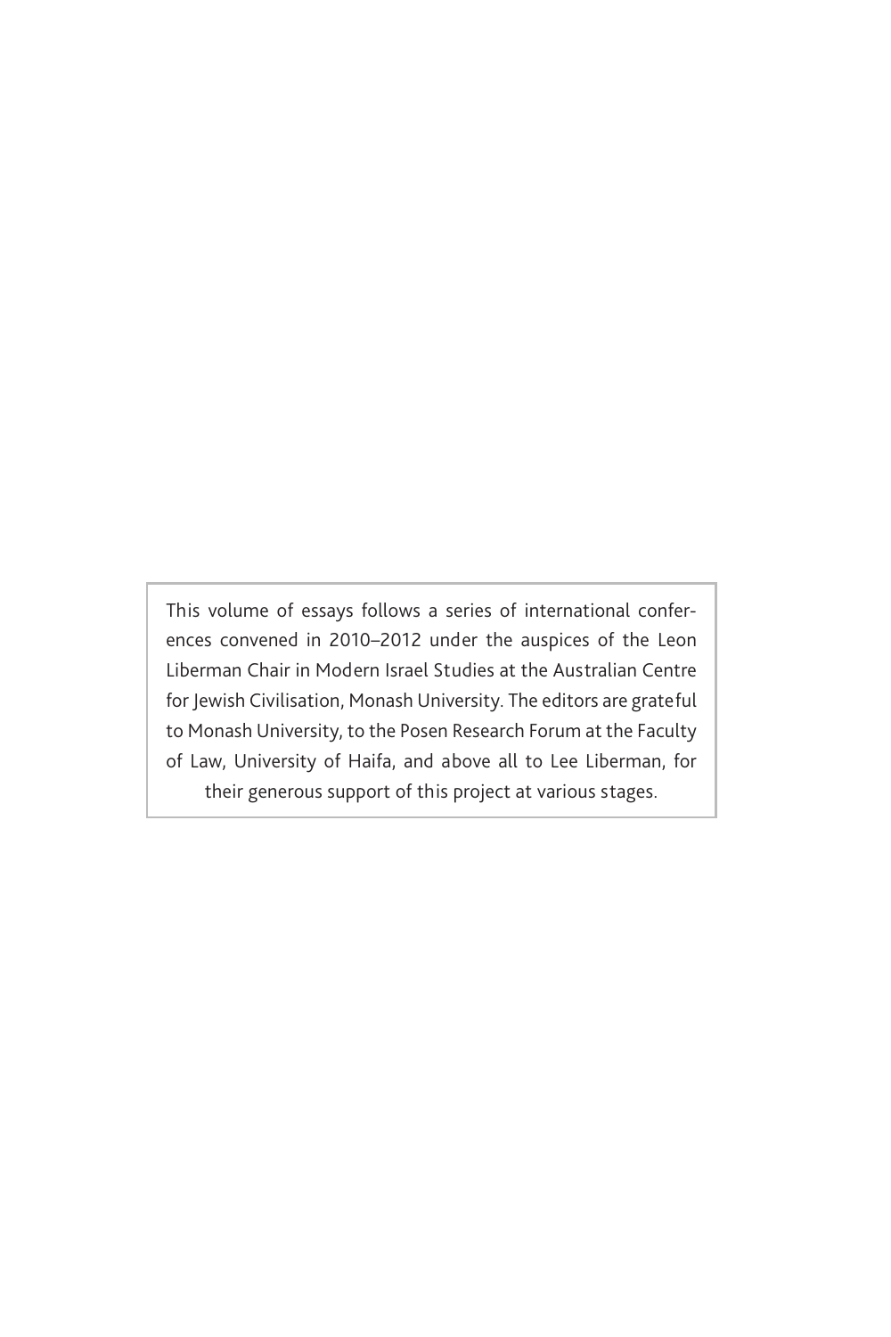This volume of essays follows a series of international conferences convened in 2010–2012 under the auspices of the Leon Liberman Chair in Modern Israel Studies at the Australian Centre for Jewish Civilisation, Monash University. The editors are grateful to Monash University, to the Posen Research Forum at the Faculty of Law, University of Haifa, and above all to Lee Liberman, for their generous support of this project at various stages.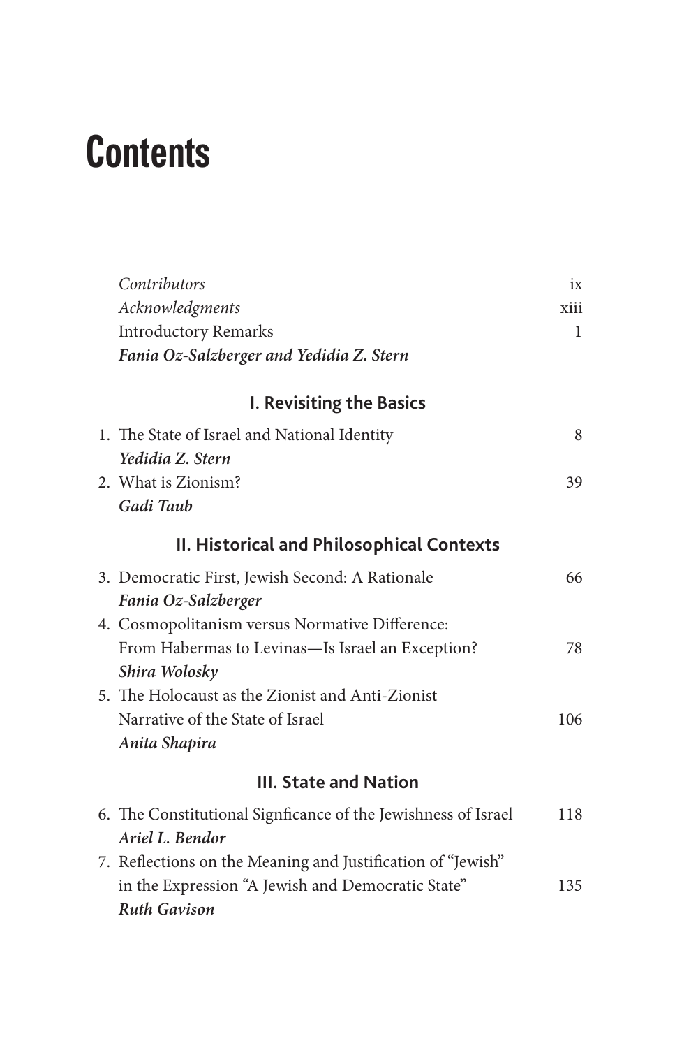# Contents

*Contributors* ix
*Acknowledgments* xiii
Introductory Remarks 1
***Fania Oz-Salzberger and Yedidia Z. Stern***

## I. Revisiting the Basics

1. The State of Israel and National Identity 8
   ***Yedidia Z. Stern***
2. What is Zionism? 39
   ***Gadi Taub***

## II. Historical and Philosophical Contexts

3. Democratic First, Jewish Second: A Rationale 66
   ***Fania Oz-Salzberger***
4. Cosmopolitanism versus Normative Difference: From Habermas to Levinas—Is Israel an Exception? 78
   ***Shira Wolosky***
5. The Holocaust as the Zionist and Anti-Zionist Narrative of the State of Israel 106
   ***Anita Shapira***

## III. State and Nation

6. The Constitutional Signficance of the Jewishness of Israel 118
   ***Ariel L. Bendor***
7. Reflections on the Meaning and Justification of "Jewish" in the Expression "A Jewish and Democratic State" 135
   ***Ruth Gavison***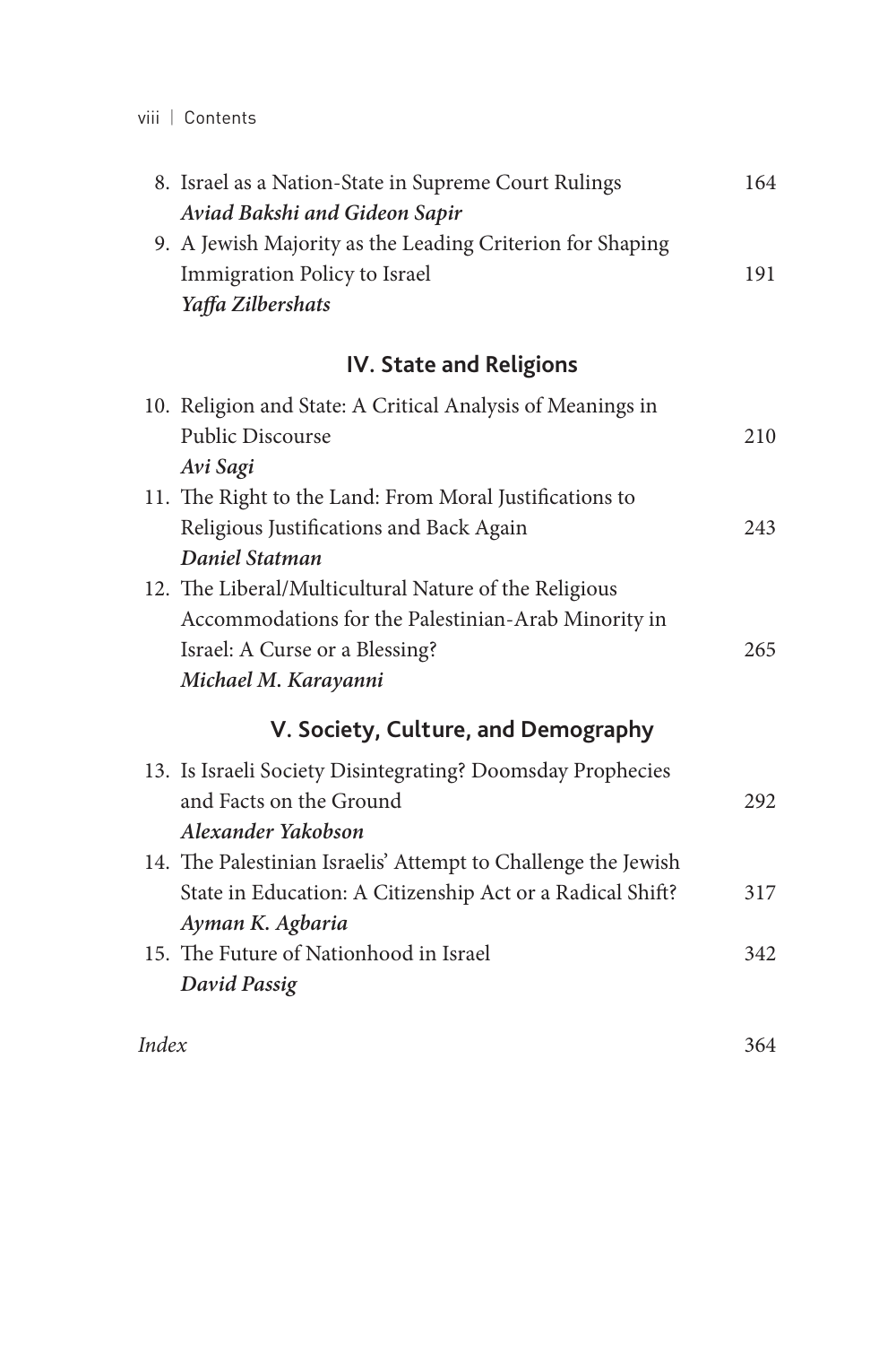8. Israel as a Nation-State in Supreme Court Rulings 164
   *Aviad Bakshi and Gideon Sapir*
9. A Jewish Majority as the Leading Criterion for Shaping Immigration Policy to Israel 191
   *Yaffa Zilbershats*

## IV. State and Religions

10. Religion and State: A Critical Analysis of Meanings in Public Discourse 210
    *Avi Sagi*
11. The Right to the Land: From Moral Justifications to Religious Justifications and Back Again 243
    *Daniel Statman*
12. The Liberal/Multicultural Nature of the Religious Accommodations for the Palestinian-Arab Minority in Israel: A Curse or a Blessing? 265
    *Michael M. Karayanni*

## V. Society, Culture, and Demography

13. Is Israeli Society Disintegrating? Doomsday Prophecies and Facts on the Ground 292
    *Alexander Yakobson*
14. The Palestinian Israelis' Attempt to Challenge the Jewish State in Education: A Citizenship Act or a Radical Shift? 317
    *Ayman K. Agbaria*
15. The Future of Nationhood in Israel 342
    *David Passig*

*Index* 364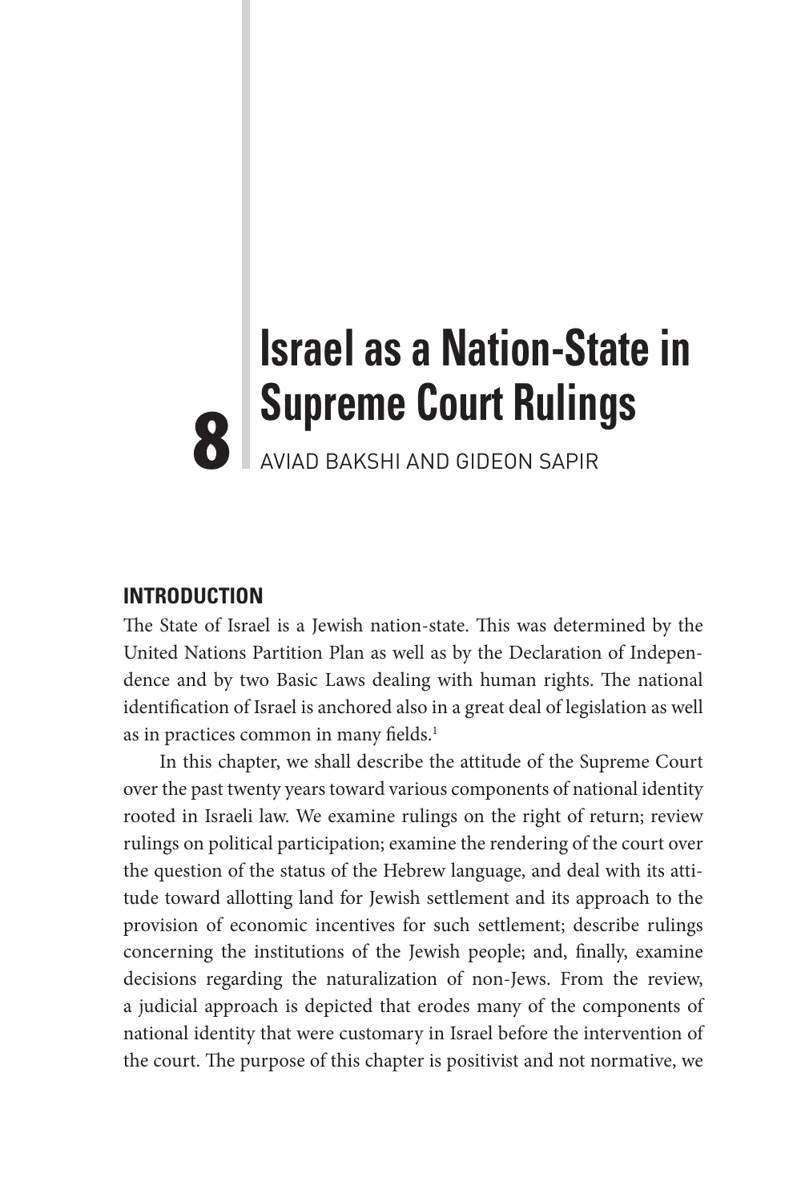# 8 Israel as a Nation-State in Supreme Court Rulings

AVIAD BAKSHI AND GIDEON SAPIR

## INTRODUCTION

The State of Israel is a Jewish nation-state. This was determined by the United Nations Partition Plan as well as by the Declaration of Independence and by two Basic Laws dealing with human rights. The national identification of Israel is anchored also in a great deal of legislation as well as in practices common in many fields.[1]

In this chapter, we shall describe the attitude of the Supreme Court over the past twenty years toward various components of national identity rooted in Israeli law. We examine rulings on the right of return; review rulings on political participation; examine the rendering of the court over the question of the status of the Hebrew language, and deal with its attitude toward allotting land for Jewish settlement and its approach to the provision of economic incentives for such settlement; describe rulings concerning the institutions of the Jewish people; and, finally, examine decisions regarding the naturalization of non-Jews. From the review, a judicial approach is depicted that erodes many of the components of national identity that were customary in Israel before the intervention of the court. The purpose of this chapter is positivist and not normative, we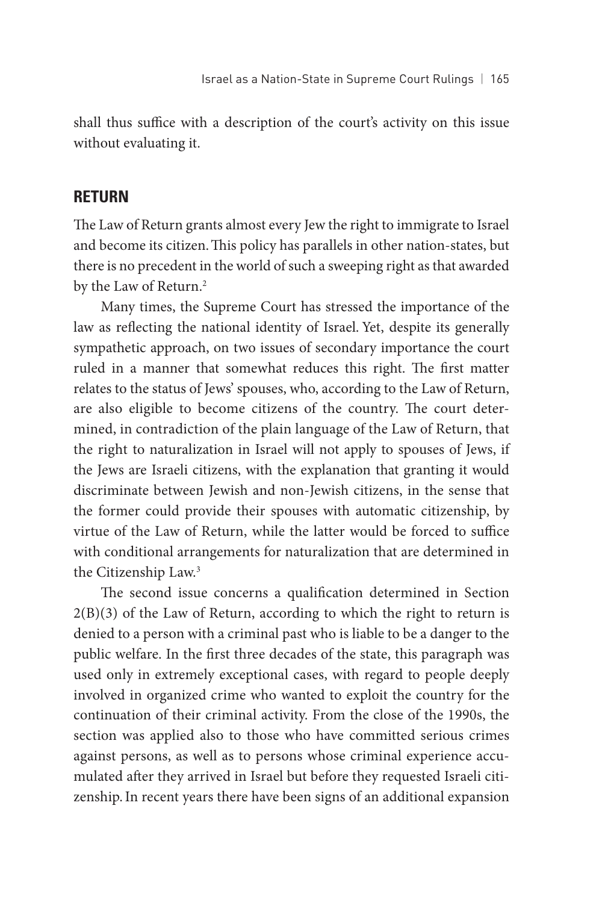shall thus suffice with a description of the court's activity on this issue without evaluating it.

## RETURN

The Law of Return grants almost every Jew the right to immigrate to Israel and become its citizen. This policy has parallels in other nation-states, but there is no precedent in the world of such a sweeping right as that awarded by the Law of Return.[2]

Many times, the Supreme Court has stressed the importance of the law as reflecting the national identity of Israel. Yet, despite its generally sympathetic approach, on two issues of secondary importance the court ruled in a manner that somewhat reduces this right. The first matter relates to the status of Jews' spouses, who, according to the Law of Return, are also eligible to become citizens of the country. The court determined, in contradiction of the plain language of the Law of Return, that the right to naturalization in Israel will not apply to spouses of Jews, if the Jews are Israeli citizens, with the explanation that granting it would discriminate between Jewish and non-Jewish citizens, in the sense that the former could provide their spouses with automatic citizenship, by virtue of the Law of Return, while the latter would be forced to suffice with conditional arrangements for naturalization that are determined in the Citizenship Law.[3]

The second issue concerns a qualification determined in Section 2(B)(3) of the Law of Return, according to which the right to return is denied to a person with a criminal past who is liable to be a danger to the public welfare. In the first three decades of the state, this paragraph was used only in extremely exceptional cases, with regard to people deeply involved in organized crime who wanted to exploit the country for the continuation of their criminal activity. From the close of the 1990s, the section was applied also to those who have committed serious crimes against persons, as well as to persons whose criminal experience accumulated after they arrived in Israel but before they requested Israeli citizenship. In recent years there have been signs of an additional expansion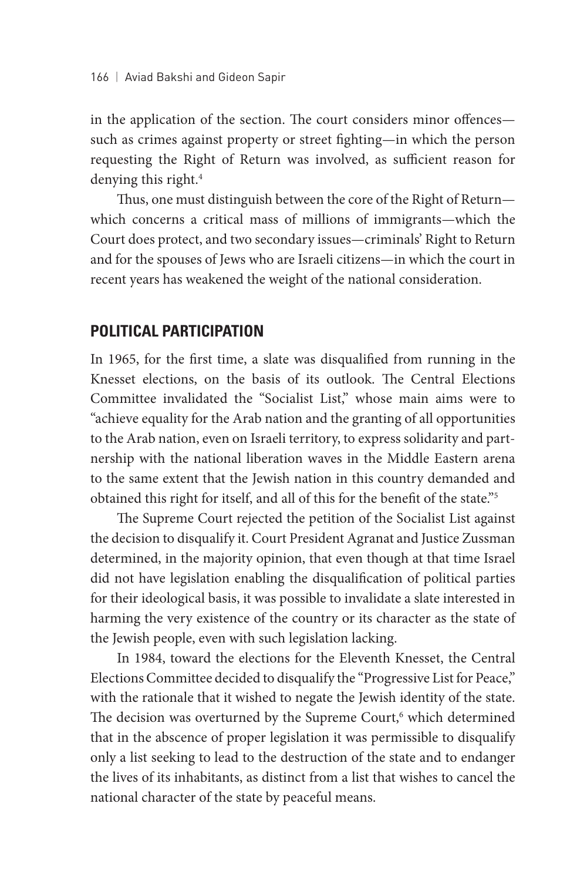in the application of the section. The court considers minor offences—such as crimes against property or street fighting—in which the person requesting the Right of Return was involved, as sufficient reason for denying this right.[4]

Thus, one must distinguish between the core of the Right of Return—which concerns a critical mass of millions of immigrants—which the Court does protect, and two secondary issues—criminals' Right to Return and for the spouses of Jews who are Israeli citizens—in which the court in recent years has weakened the weight of the national consideration.

## POLITICAL PARTICIPATION

In 1965, for the first time, a slate was disqualified from running in the Knesset elections, on the basis of its outlook. The Central Elections Committee invalidated the "Socialist List," whose main aims were to "achieve equality for the Arab nation and the granting of all opportunities to the Arab nation, even on Israeli territory, to express solidarity and partnership with the national liberation waves in the Middle Eastern arena to the same extent that the Jewish nation in this country demanded and obtained this right for itself, and all of this for the benefit of the state."[5]

The Supreme Court rejected the petition of the Socialist List against the decision to disqualify it. Court President Agranat and Justice Zussman determined, in the majority opinion, that even though at that time Israel did not have legislation enabling the disqualification of political parties for their ideological basis, it was possible to invalidate a slate interested in harming the very existence of the country or its character as the state of the Jewish people, even with such legislation lacking.

In 1984, toward the elections for the Eleventh Knesset, the Central Elections Committee decided to disqualify the "Progressive List for Peace," with the rationale that it wished to negate the Jewish identity of the state. The decision was overturned by the Supreme Court,[6] which determined that in the abscence of proper legislation it was permissible to disqualify only a list seeking to lead to the destruction of the state and to endanger the lives of its inhabitants, as distinct from a list that wishes to cancel the national character of the state by peaceful means.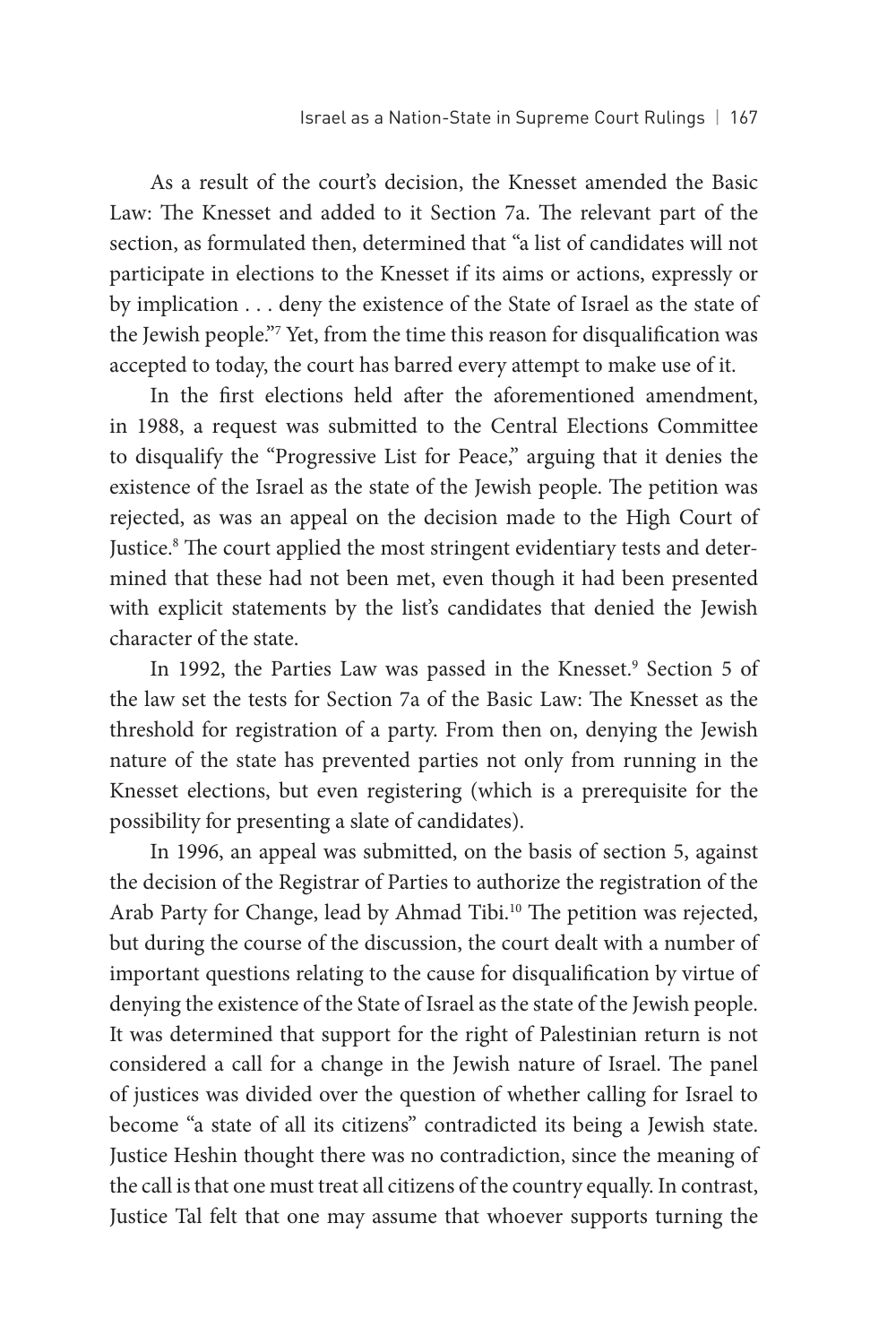As a result of the court's decision, the Knesset amended the Basic Law: The Knesset and added to it Section 7a. The relevant part of the section, as formulated then, determined that "a list of candidates will not participate in elections to the Knesset if its aims or actions, expressly or by implication . . . deny the existence of the State of Israel as the state of the Jewish people."[7] Yet, from the time this reason for disqualification was accepted to today, the court has barred every attempt to make use of it.

In the first elections held after the aforementioned amendment, in 1988, a request was submitted to the Central Elections Committee to disqualify the "Progressive List for Peace," arguing that it denies the existence of the Israel as the state of the Jewish people. The petition was rejected, as was an appeal on the decision made to the High Court of Justice.[8] The court applied the most stringent evidentiary tests and determined that these had not been met, even though it had been presented with explicit statements by the list's candidates that denied the Jewish character of the state.

In 1992, the Parties Law was passed in the Knesset.[9] Section 5 of the law set the tests for Section 7a of the Basic Law: The Knesset as the threshold for registration of a party. From then on, denying the Jewish nature of the state has prevented parties not only from running in the Knesset elections, but even registering (which is a prerequisite for the possibility for presenting a slate of candidates).

In 1996, an appeal was submitted, on the basis of section 5, against the decision of the Registrar of Parties to authorize the registration of the Arab Party for Change, lead by Ahmad Tibi.[10] The petition was rejected, but during the course of the discussion, the court dealt with a number of important questions relating to the cause for disqualification by virtue of denying the existence of the State of Israel as the state of the Jewish people. It was determined that support for the right of Palestinian return is not considered a call for a change in the Jewish nature of Israel. The panel of justices was divided over the question of whether calling for Israel to become "a state of all its citizens" contradicted its being a Jewish state. Justice Heshin thought there was no contradiction, since the meaning of the call is that one must treat all citizens of the country equally. In contrast, Justice Tal felt that one may assume that whoever supports turning the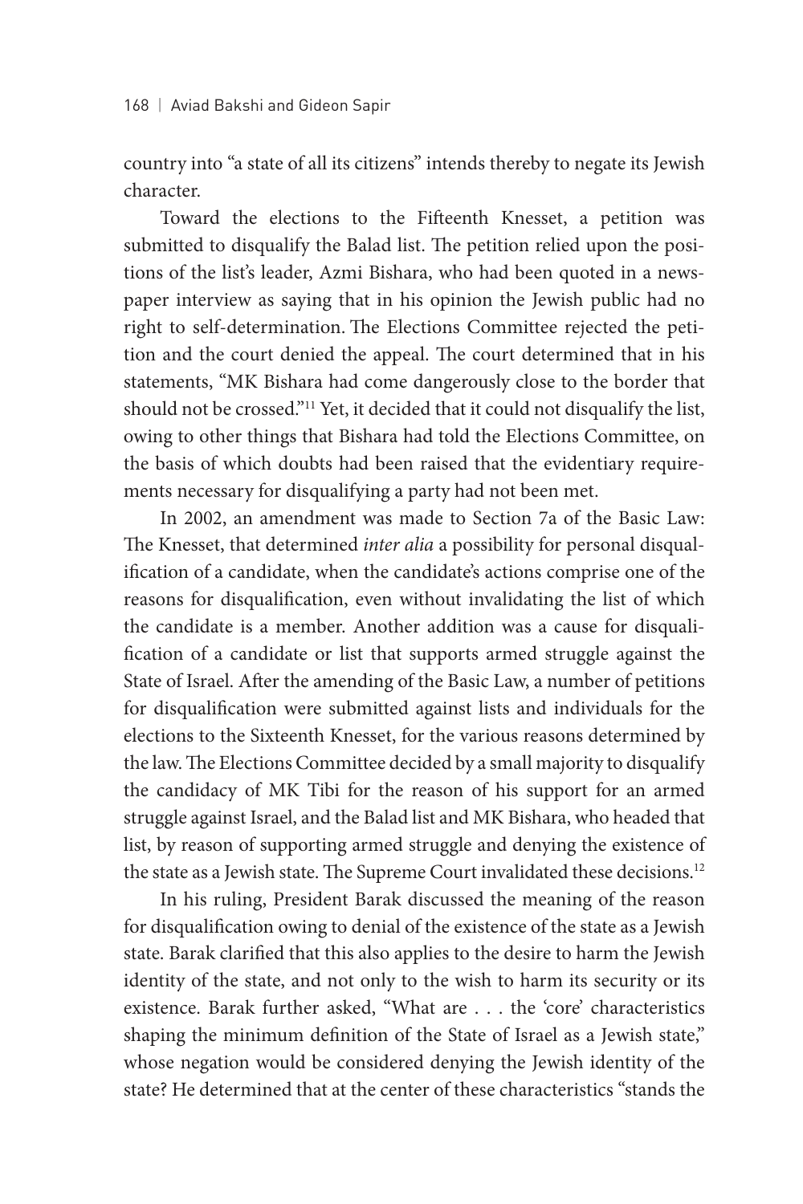country into "a state of all its citizens" intends thereby to negate its Jewish character.

Toward the elections to the Fifteenth Knesset, a petition was submitted to disqualify the Balad list. The petition relied upon the positions of the list's leader, Azmi Bishara, who had been quoted in a newspaper interview as saying that in his opinion the Jewish public had no right to self-determination. The Elections Committee rejected the petition and the court denied the appeal. The court determined that in his statements, "MK Bishara had come dangerously close to the border that should not be crossed."[11] Yet, it decided that it could not disqualify the list, owing to other things that Bishara had told the Elections Committee, on the basis of which doubts had been raised that the evidentiary requirements necessary for disqualifying a party had not been met.

In 2002, an amendment was made to Section 7a of the Basic Law: The Knesset, that determined *inter alia* a possibility for personal disqualification of a candidate, when the candidate's actions comprise one of the reasons for disqualification, even without invalidating the list of which the candidate is a member. Another addition was a cause for disqualification of a candidate or list that supports armed struggle against the State of Israel. After the amending of the Basic Law, a number of petitions for disqualification were submitted against lists and individuals for the elections to the Sixteenth Knesset, for the various reasons determined by the law. The Elections Committee decided by a small majority to disqualify the candidacy of MK Tibi for the reason of his support for an armed struggle against Israel, and the Balad list and MK Bishara, who headed that list, by reason of supporting armed struggle and denying the existence of the state as a Jewish state. The Supreme Court invalidated these decisions.[12]

In his ruling, President Barak discussed the meaning of the reason for disqualification owing to denial of the existence of the state as a Jewish state. Barak clarified that this also applies to the desire to harm the Jewish identity of the state, and not only to the wish to harm its security or its existence. Barak further asked, "What are . . . the 'core' characteristics shaping the minimum definition of the State of Israel as a Jewish state," whose negation would be considered denying the Jewish identity of the state? He determined that at the center of these characteristics "stands the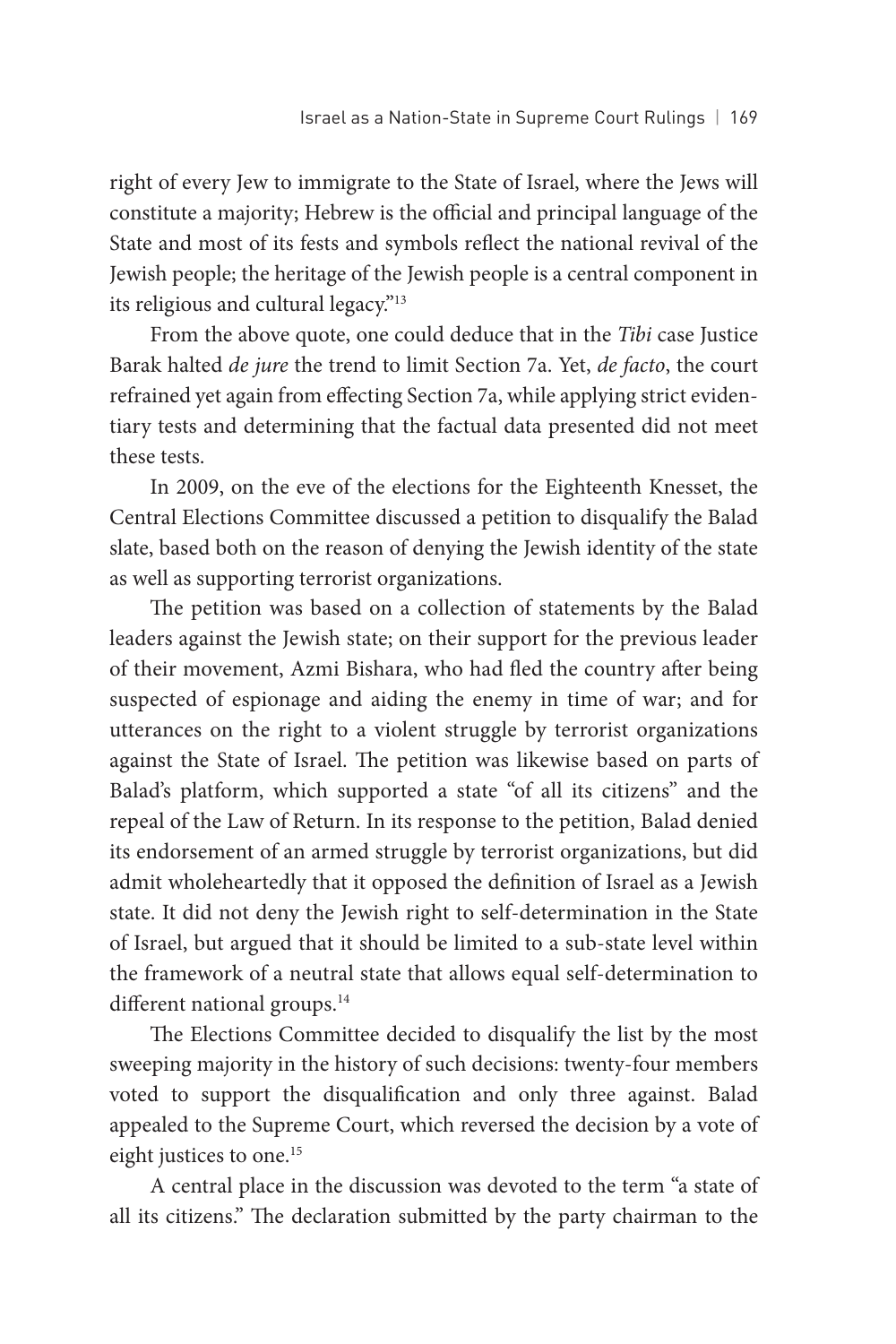right of every Jew to immigrate to the State of Israel, where the Jews will constitute a majority; Hebrew is the official and principal language of the State and most of its fests and symbols reflect the national revival of the Jewish people; the heritage of the Jewish people is a central component in its religious and cultural legacy."[13]

From the above quote, one could deduce that in the *Tibi* case Justice Barak halted *de jure* the trend to limit Section 7a. Yet, *de facto*, the court refrained yet again from effecting Section 7a, while applying strict evidentiary tests and determining that the factual data presented did not meet these tests.

In 2009, on the eve of the elections for the Eighteenth Knesset, the Central Elections Committee discussed a petition to disqualify the Balad slate, based both on the reason of denying the Jewish identity of the state as well as supporting terrorist organizations.

The petition was based on a collection of statements by the Balad leaders against the Jewish state; on their support for the previous leader of their movement, Azmi Bishara, who had fled the country after being suspected of espionage and aiding the enemy in time of war; and for utterances on the right to a violent struggle by terrorist organizations against the State of Israel. The petition was likewise based on parts of Balad's platform, which supported a state "of all its citizens" and the repeal of the Law of Return. In its response to the petition, Balad denied its endorsement of an armed struggle by terrorist organizations, but did admit wholeheartedly that it opposed the definition of Israel as a Jewish state. It did not deny the Jewish right to self-determination in the State of Israel, but argued that it should be limited to a sub-state level within the framework of a neutral state that allows equal self-determination to different national groups.[14]

The Elections Committee decided to disqualify the list by the most sweeping majority in the history of such decisions: twenty-four members voted to support the disqualification and only three against. Balad appealed to the Supreme Court, which reversed the decision by a vote of eight justices to one.[15]

A central place in the discussion was devoted to the term "a state of all its citizens." The declaration submitted by the party chairman to the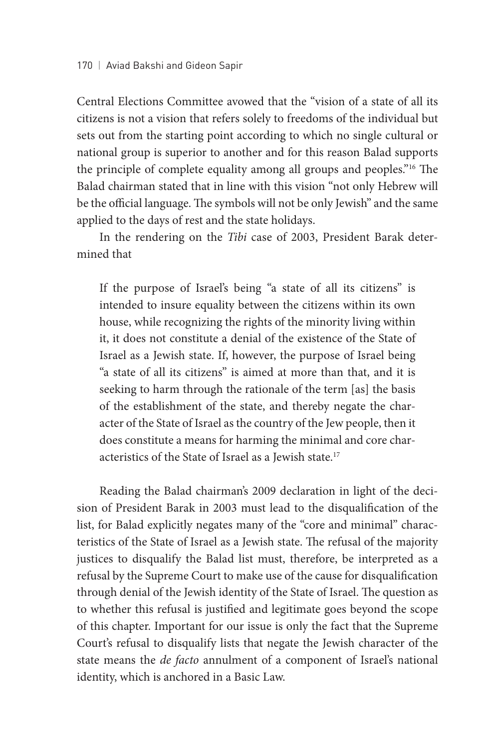Central Elections Committee avowed that the "vision of a state of all its citizens is not a vision that refers solely to freedoms of the individual but sets out from the starting point according to which no single cultural or national group is superior to another and for this reason Balad supports the principle of complete equality among all groups and peoples."[16] The Balad chairman stated that in line with this vision "not only Hebrew will be the official language. The symbols will not be only Jewish" and the same applied to the days of rest and the state holidays.

In the rendering on the *Tibi* case of 2003, President Barak determined that

> If the purpose of Israel's being "a state of all its citizens" is intended to insure equality between the citizens within its own house, while recognizing the rights of the minority living within it, it does not constitute a denial of the existence of the State of Israel as a Jewish state. If, however, the purpose of Israel being "a state of all its citizens" is aimed at more than that, and it is seeking to harm through the rationale of the term [as] the basis of the establishment of the state, and thereby negate the character of the State of Israel as the country of the Jew people, then it does constitute a means for harming the minimal and core characteristics of the State of Israel as a Jewish state.[17]

Reading the Balad chairman's 2009 declaration in light of the decision of President Barak in 2003 must lead to the disqualification of the list, for Balad explicitly negates many of the "core and minimal" characteristics of the State of Israel as a Jewish state. The refusal of the majority justices to disqualify the Balad list must, therefore, be interpreted as a refusal by the Supreme Court to make use of the cause for disqualification through denial of the Jewish identity of the State of Israel. The question as to whether this refusal is justified and legitimate goes beyond the scope of this chapter. Important for our issue is only the fact that the Supreme Court's refusal to disqualify lists that negate the Jewish character of the state means the *de facto* annulment of a component of Israel's national identity, which is anchored in a Basic Law.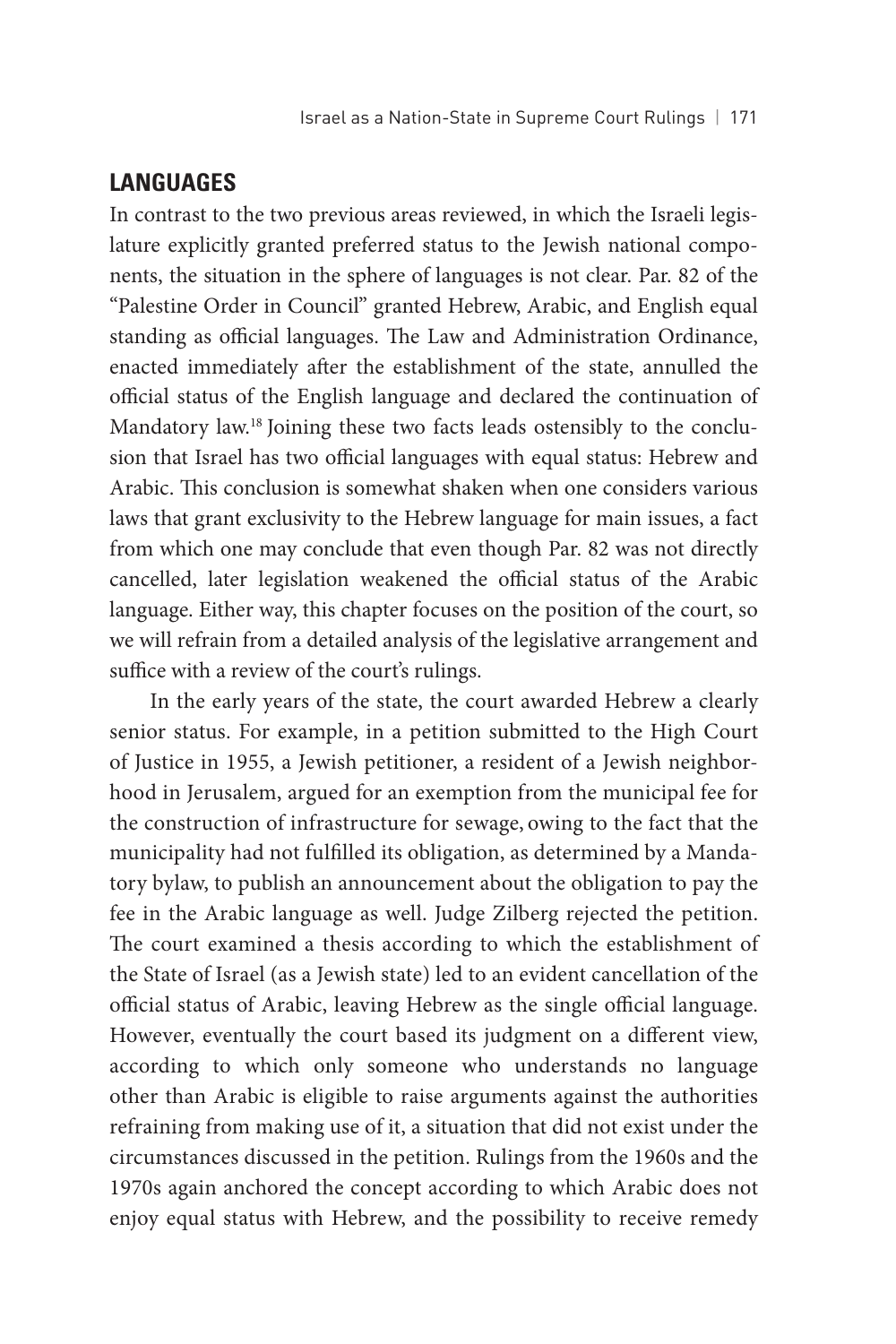## LANGUAGES

In contrast to the two previous areas reviewed, in which the Israeli legislature explicitly granted preferred status to the Jewish national components, the situation in the sphere of languages is not clear. Par. 82 of the "Palestine Order in Council" granted Hebrew, Arabic, and English equal standing as official languages. The Law and Administration Ordinance, enacted immediately after the establishment of the state, annulled the official status of the English language and declared the continuation of Mandatory law.[18] Joining these two facts leads ostensibly to the conclusion that Israel has two official languages with equal status: Hebrew and Arabic. This conclusion is somewhat shaken when one considers various laws that grant exclusivity to the Hebrew language for main issues, a fact from which one may conclude that even though Par. 82 was not directly cancelled, later legislation weakened the official status of the Arabic language. Either way, this chapter focuses on the position of the court, so we will refrain from a detailed analysis of the legislative arrangement and suffice with a review of the court's rulings.

In the early years of the state, the court awarded Hebrew a clearly senior status. For example, in a petition submitted to the High Court of Justice in 1955, a Jewish petitioner, a resident of a Jewish neighborhood in Jerusalem, argued for an exemption from the municipal fee for the construction of infrastructure for sewage, owing to the fact that the municipality had not fulfilled its obligation, as determined by a Mandatory bylaw, to publish an announcement about the obligation to pay the fee in the Arabic language as well. Judge Zilberg rejected the petition. The court examined a thesis according to which the establishment of the State of Israel (as a Jewish state) led to an evident cancellation of the official status of Arabic, leaving Hebrew as the single official language. However, eventually the court based its judgment on a different view, according to which only someone who understands no language other than Arabic is eligible to raise arguments against the authorities refraining from making use of it, a situation that did not exist under the circumstances discussed in the petition. Rulings from the 1960s and the 1970s again anchored the concept according to which Arabic does not enjoy equal status with Hebrew, and the possibility to receive remedy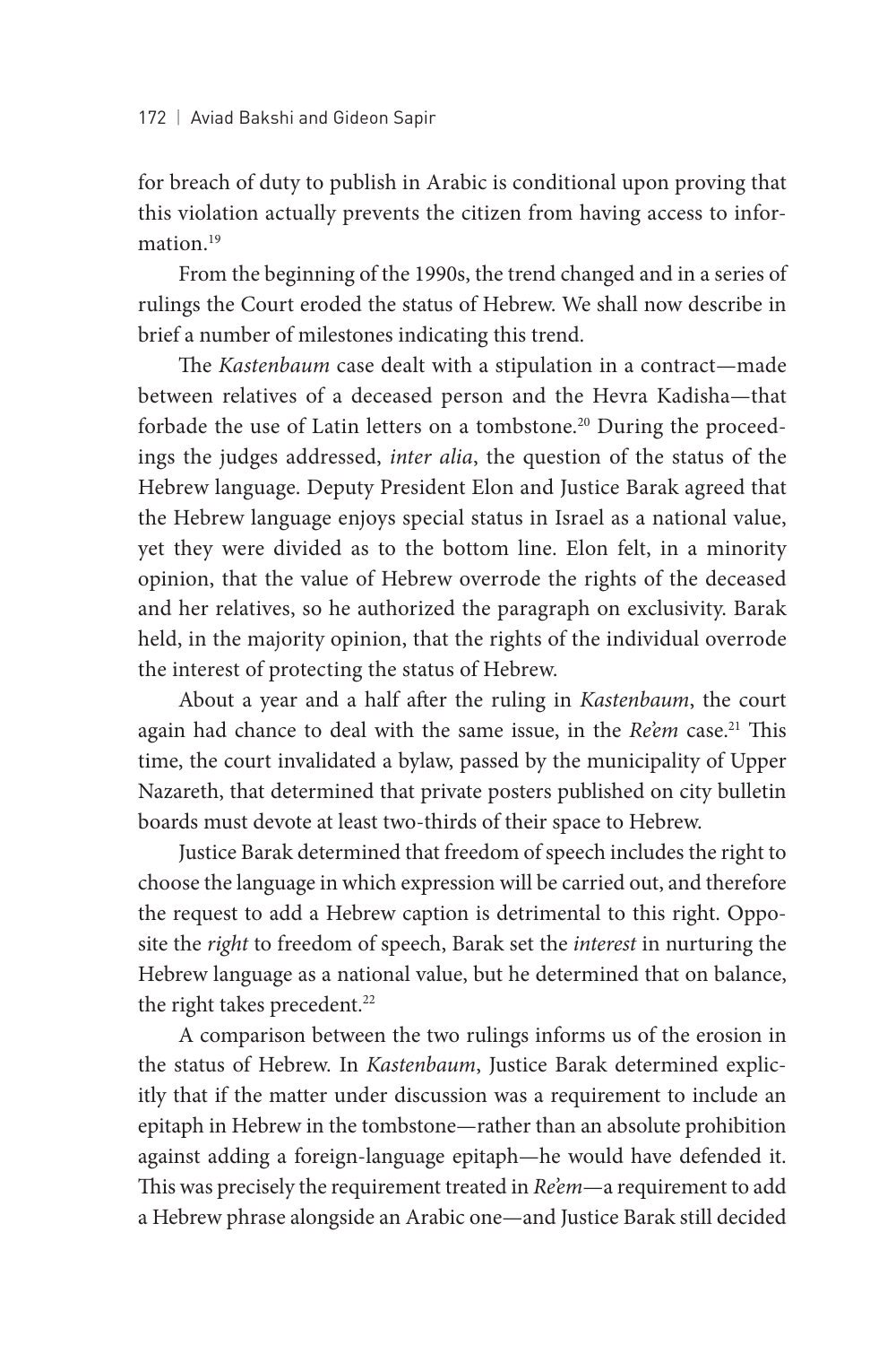for breach of duty to publish in Arabic is conditional upon proving that this violation actually prevents the citizen from having access to information.[19]

From the beginning of the 1990s, the trend changed and in a series of rulings the Court eroded the status of Hebrew. We shall now describe in brief a number of milestones indicating this trend.

The *Kastenbaum* case dealt with a stipulation in a contract—made between relatives of a deceased person and the Hevra Kadisha—that forbade the use of Latin letters on a tombstone.[20] During the proceedings the judges addressed, *inter alia*, the question of the status of the Hebrew language. Deputy President Elon and Justice Barak agreed that the Hebrew language enjoys special status in Israel as a national value, yet they were divided as to the bottom line. Elon felt, in a minority opinion, that the value of Hebrew overrode the rights of the deceased and her relatives, so he authorized the paragraph on exclusivity. Barak held, in the majority opinion, that the rights of the individual overrode the interest of protecting the status of Hebrew.

About a year and a half after the ruling in *Kastenbaum*, the court again had chance to deal with the same issue, in the *Re'em* case.[21] This time, the court invalidated a bylaw, passed by the municipality of Upper Nazareth, that determined that private posters published on city bulletin boards must devote at least two-thirds of their space to Hebrew.

Justice Barak determined that freedom of speech includes the right to choose the language in which expression will be carried out, and therefore the request to add a Hebrew caption is detrimental to this right. Opposite the *right* to freedom of speech, Barak set the *interest* in nurturing the Hebrew language as a national value, but he determined that on balance, the right takes precedent.[22]

A comparison between the two rulings informs us of the erosion in the status of Hebrew. In *Kastenbaum*, Justice Barak determined explicitly that if the matter under discussion was a requirement to include an epitaph in Hebrew in the tombstone—rather than an absolute prohibition against adding a foreign-language epitaph—he would have defended it. This was precisely the requirement treated in *Re'em*—a requirement to add a Hebrew phrase alongside an Arabic one—and Justice Barak still decided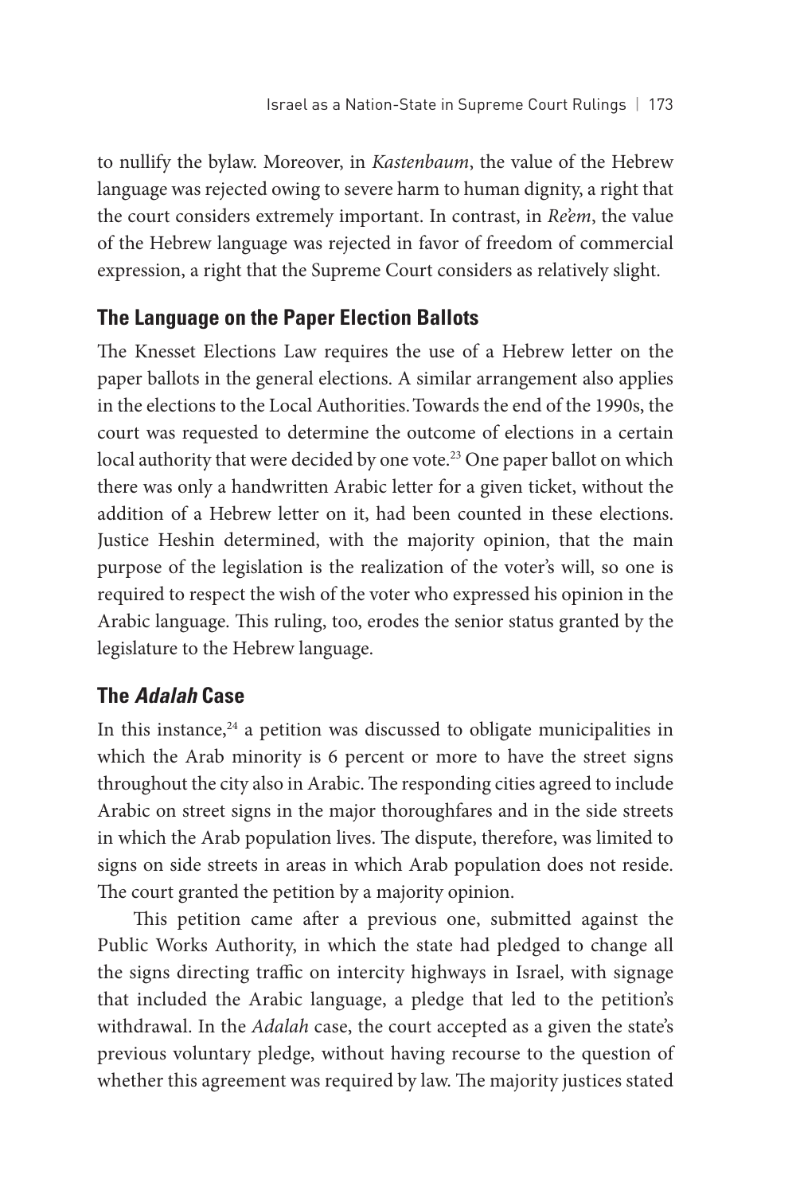to nullify the bylaw. Moreover, in *Kastenbaum*, the value of the Hebrew language was rejected owing to severe harm to human dignity, a right that the court considers extremely important. In contrast, in *Re'em*, the value of the Hebrew language was rejected in favor of freedom of commercial expression, a right that the Supreme Court considers as relatively slight.

## The Language on the Paper Election Ballots

The Knesset Elections Law requires the use of a Hebrew letter on the paper ballots in the general elections. A similar arrangement also applies in the elections to the Local Authorities. Towards the end of the 1990s, the court was requested to determine the outcome of elections in a certain local authority that were decided by one vote.[23] One paper ballot on which there was only a handwritten Arabic letter for a given ticket, without the addition of a Hebrew letter on it, had been counted in these elections. Justice Heshin determined, with the majority opinion, that the main purpose of the legislation is the realization of the voter's will, so one is required to respect the wish of the voter who expressed his opinion in the Arabic language. This ruling, too, erodes the senior status granted by the legislature to the Hebrew language.

## The *Adalah* Case

In this instance,[24] a petition was discussed to obligate municipalities in which the Arab minority is 6 percent or more to have the street signs throughout the city also in Arabic. The responding cities agreed to include Arabic on street signs in the major thoroughfares and in the side streets in which the Arab population lives. The dispute, therefore, was limited to signs on side streets in areas in which Arab population does not reside. The court granted the petition by a majority opinion.

This petition came after a previous one, submitted against the Public Works Authority, in which the state had pledged to change all the signs directing traffic on intercity highways in Israel, with signage that included the Arabic language, a pledge that led to the petition's withdrawal. In the *Adalah* case, the court accepted as a given the state's previous voluntary pledge, without having recourse to the question of whether this agreement was required by law. The majority justices stated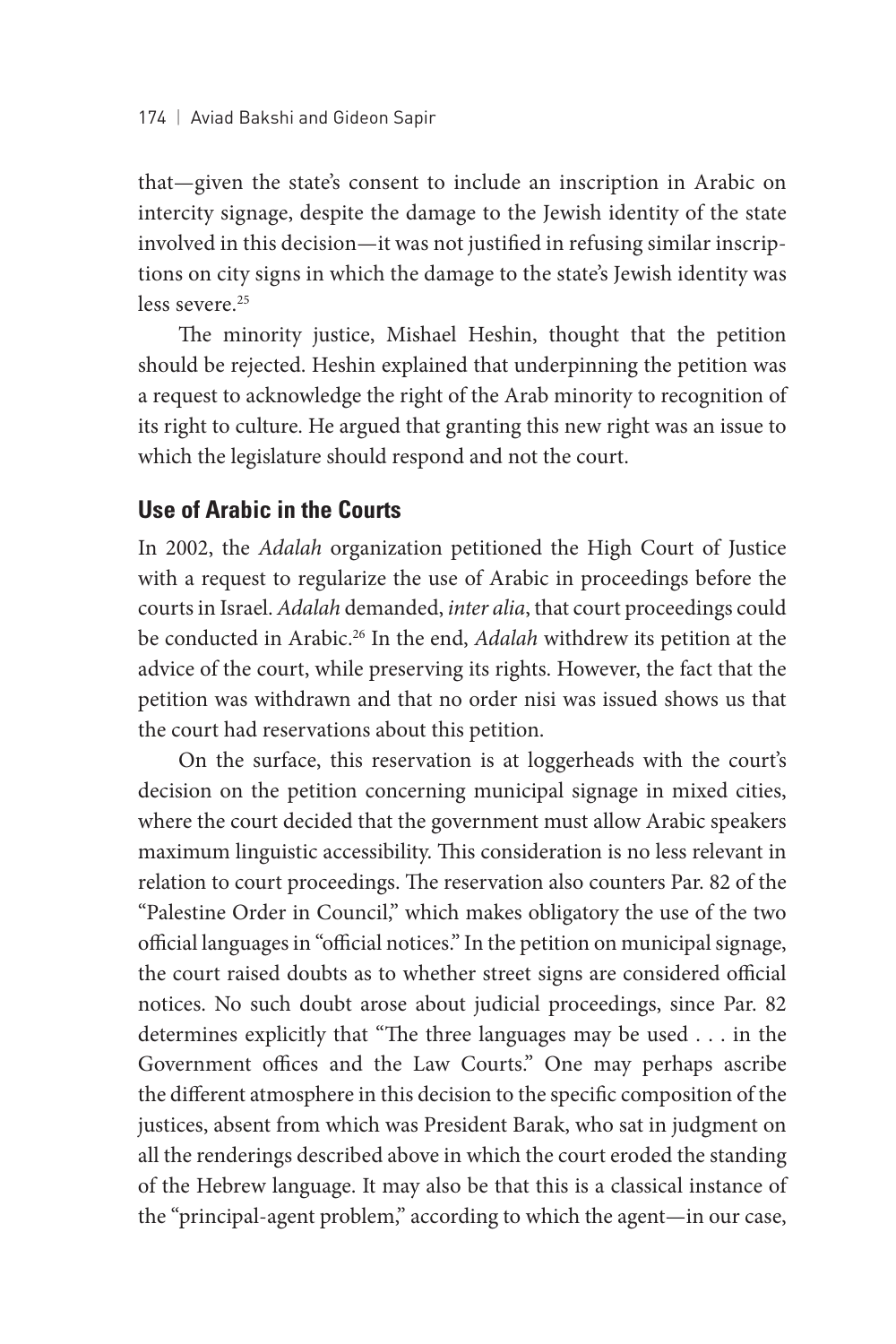that—given the state's consent to include an inscription in Arabic on intercity signage, despite the damage to the Jewish identity of the state involved in this decision—it was not justified in refusing similar inscriptions on city signs in which the damage to the state's Jewish identity was less severe.[25]

The minority justice, Mishael Heshin, thought that the petition should be rejected. Heshin explained that underpinning the petition was a request to acknowledge the right of the Arab minority to recognition of its right to culture. He argued that granting this new right was an issue to which the legislature should respond and not the court.

## Use of Arabic in the Courts

In 2002, the *Adalah* organization petitioned the High Court of Justice with a request to regularize the use of Arabic in proceedings before the courts in Israel. *Adalah* demanded, *inter alia*, that court proceedings could be conducted in Arabic.[26] In the end, *Adalah* withdrew its petition at the advice of the court, while preserving its rights. However, the fact that the petition was withdrawn and that no order nisi was issued shows us that the court had reservations about this petition.

On the surface, this reservation is at loggerheads with the court's decision on the petition concerning municipal signage in mixed cities, where the court decided that the government must allow Arabic speakers maximum linguistic accessibility. This consideration is no less relevant in relation to court proceedings. The reservation also counters Par. 82 of the "Palestine Order in Council," which makes obligatory the use of the two official languages in "official notices." In the petition on municipal signage, the court raised doubts as to whether street signs are considered official notices. No such doubt arose about judicial proceedings, since Par. 82 determines explicitly that "The three languages may be used . . . in the Government offices and the Law Courts." One may perhaps ascribe the different atmosphere in this decision to the specific composition of the justices, absent from which was President Barak, who sat in judgment on all the renderings described above in which the court eroded the standing of the Hebrew language. It may also be that this is a classical instance of the "principal-agent problem," according to which the agent—in our case,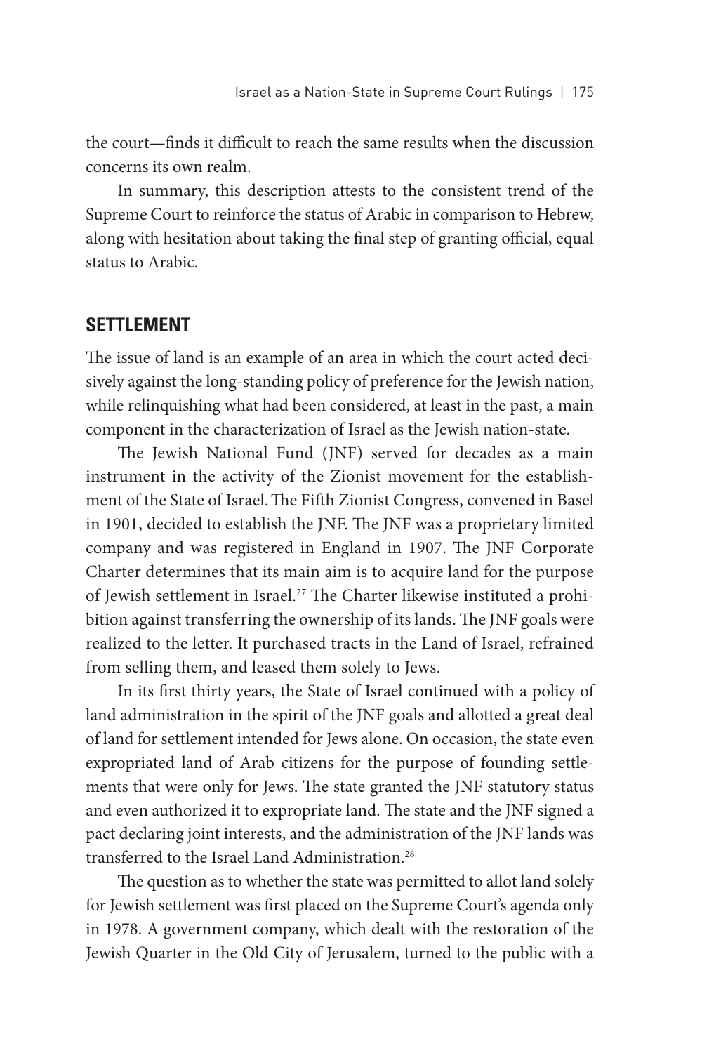the court—finds it difficult to reach the same results when the discussion concerns its own realm.

In summary, this description attests to the consistent trend of the Supreme Court to reinforce the status of Arabic in comparison to Hebrew, along with hesitation about taking the final step of granting official, equal status to Arabic.

## SETTLEMENT

The issue of land is an example of an area in which the court acted decisively against the long-standing policy of preference for the Jewish nation, while relinquishing what had been considered, at least in the past, a main component in the characterization of Israel as the Jewish nation-state.

The Jewish National Fund (JNF) served for decades as a main instrument in the activity of the Zionist movement for the establishment of the State of Israel. The Fifth Zionist Congress, convened in Basel in 1901, decided to establish the JNF. The JNF was a proprietary limited company and was registered in England in 1907. The JNF Corporate Charter determines that its main aim is to acquire land for the purpose of Jewish settlement in Israel.[27] The Charter likewise instituted a prohibition against transferring the ownership of its lands. The JNF goals were realized to the letter. It purchased tracts in the Land of Israel, refrained from selling them, and leased them solely to Jews.

In its first thirty years, the State of Israel continued with a policy of land administration in the spirit of the JNF goals and allotted a great deal of land for settlement intended for Jews alone. On occasion, the state even expropriated land of Arab citizens for the purpose of founding settlements that were only for Jews. The state granted the JNF statutory status and even authorized it to expropriate land. The state and the JNF signed a pact declaring joint interests, and the administration of the JNF lands was transferred to the Israel Land Administration.[28]

The question as to whether the state was permitted to allot land solely for Jewish settlement was first placed on the Supreme Court's agenda only in 1978. A government company, which dealt with the restoration of the Jewish Quarter in the Old City of Jerusalem, turned to the public with a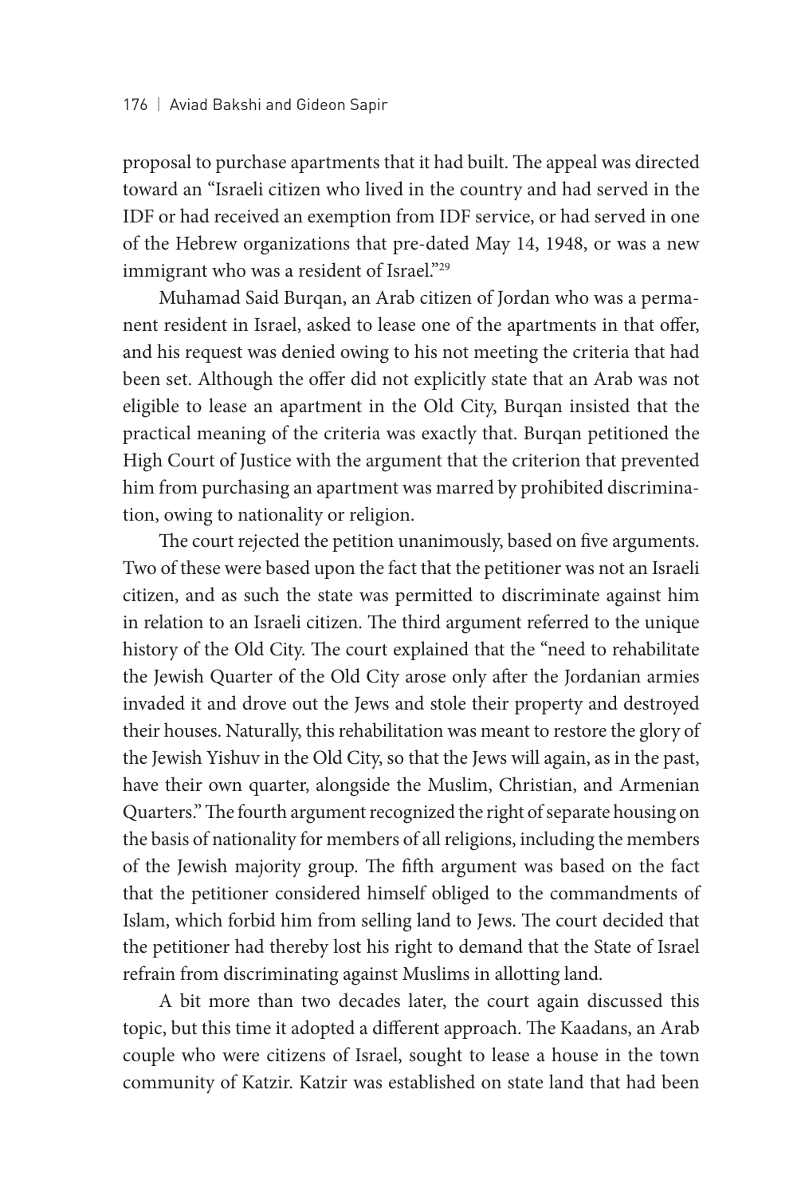proposal to purchase apartments that it had built. The appeal was directed toward an "Israeli citizen who lived in the country and had served in the IDF or had received an exemption from IDF service, or had served in one of the Hebrew organizations that pre-dated May 14, 1948, or was a new immigrant who was a resident of Israel."[29]

Muhamad Said Burqan, an Arab citizen of Jordan who was a permanent resident in Israel, asked to lease one of the apartments in that offer, and his request was denied owing to his not meeting the criteria that had been set. Although the offer did not explicitly state that an Arab was not eligible to lease an apartment in the Old City, Burqan insisted that the practical meaning of the criteria was exactly that. Burqan petitioned the High Court of Justice with the argument that the criterion that prevented him from purchasing an apartment was marred by prohibited discrimination, owing to nationality or religion.

The court rejected the petition unanimously, based on five arguments. Two of these were based upon the fact that the petitioner was not an Israeli citizen, and as such the state was permitted to discriminate against him in relation to an Israeli citizen. The third argument referred to the unique history of the Old City. The court explained that the "need to rehabilitate the Jewish Quarter of the Old City arose only after the Jordanian armies invaded it and drove out the Jews and stole their property and destroyed their houses. Naturally, this rehabilitation was meant to restore the glory of the Jewish Yishuv in the Old City, so that the Jews will again, as in the past, have their own quarter, alongside the Muslim, Christian, and Armenian Quarters." The fourth argument recognized the right of separate housing on the basis of nationality for members of all religions, including the members of the Jewish majority group. The fifth argument was based on the fact that the petitioner considered himself obliged to the commandments of Islam, which forbid him from selling land to Jews. The court decided that the petitioner had thereby lost his right to demand that the State of Israel refrain from discriminating against Muslims in allotting land.

A bit more than two decades later, the court again discussed this topic, but this time it adopted a different approach. The Kaadans, an Arab couple who were citizens of Israel, sought to lease a house in the town community of Katzir. Katzir was established on state land that had been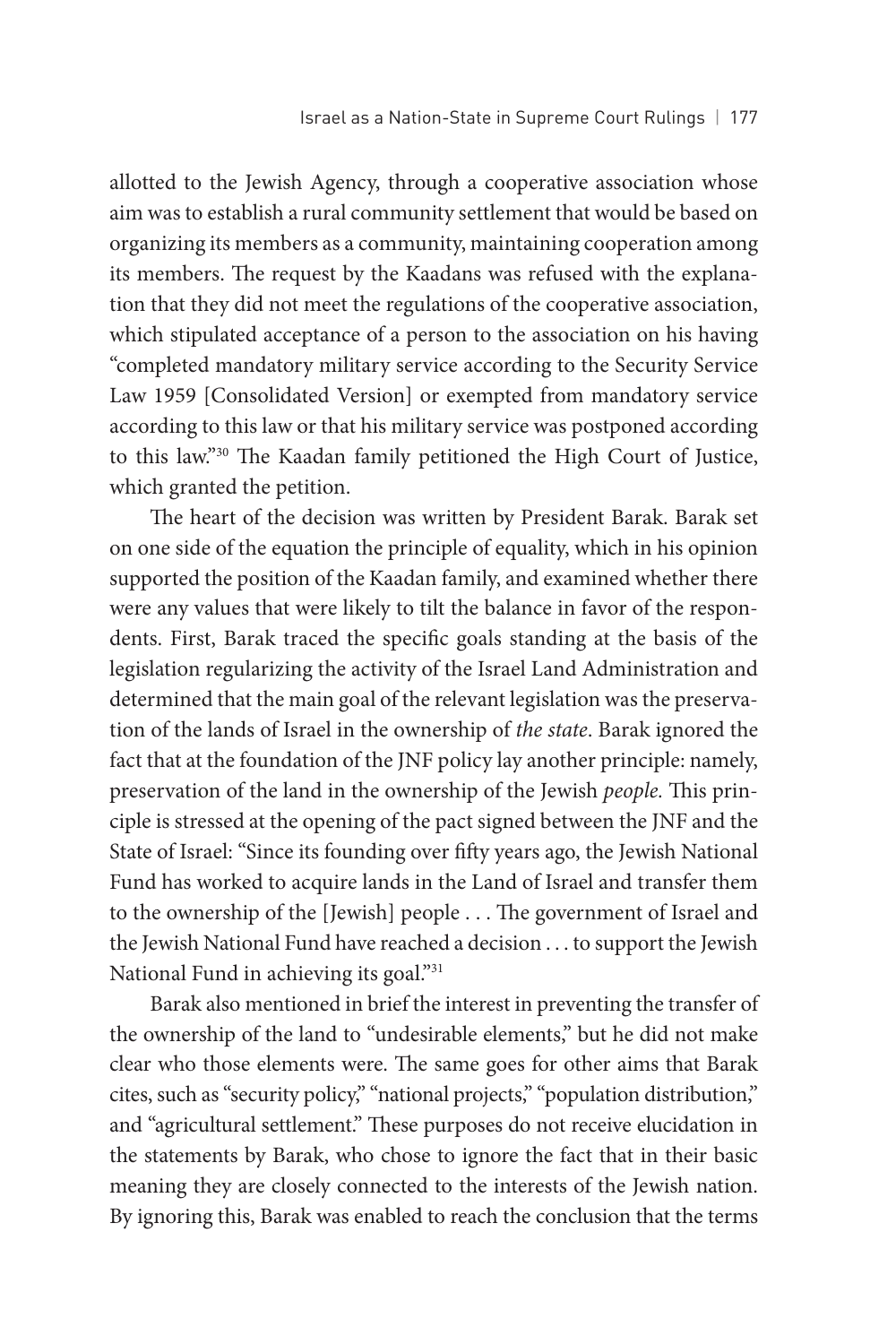allotted to the Jewish Agency, through a cooperative association whose aim was to establish a rural community settlement that would be based on organizing its members as a community, maintaining cooperation among its members. The request by the Kaadans was refused with the explanation that they did not meet the regulations of the cooperative association, which stipulated acceptance of a person to the association on his having "completed mandatory military service according to the Security Service Law 1959 [Consolidated Version] or exempted from mandatory service according to this law or that his military service was postponed according to this law."[30] The Kaadan family petitioned the High Court of Justice, which granted the petition.

The heart of the decision was written by President Barak. Barak set on one side of the equation the principle of equality, which in his opinion supported the position of the Kaadan family, and examined whether there were any values that were likely to tilt the balance in favor of the respondents. First, Barak traced the specific goals standing at the basis of the legislation regularizing the activity of the Israel Land Administration and determined that the main goal of the relevant legislation was the preservation of the lands of Israel in the ownership of *the state*. Barak ignored the fact that at the foundation of the JNF policy lay another principle: namely, preservation of the land in the ownership of the Jewish *people.* This principle is stressed at the opening of the pact signed between the JNF and the State of Israel: "Since its founding over fifty years ago, the Jewish National Fund has worked to acquire lands in the Land of Israel and transfer them to the ownership of the [Jewish] people . . . The government of Israel and the Jewish National Fund have reached a decision . . . to support the Jewish National Fund in achieving its goal."[31]

Barak also mentioned in brief the interest in preventing the transfer of the ownership of the land to "undesirable elements," but he did not make clear who those elements were. The same goes for other aims that Barak cites, such as "security policy," "national projects," "population distribution," and "agricultural settlement." These purposes do not receive elucidation in the statements by Barak, who chose to ignore the fact that in their basic meaning they are closely connected to the interests of the Jewish nation. By ignoring this, Barak was enabled to reach the conclusion that the terms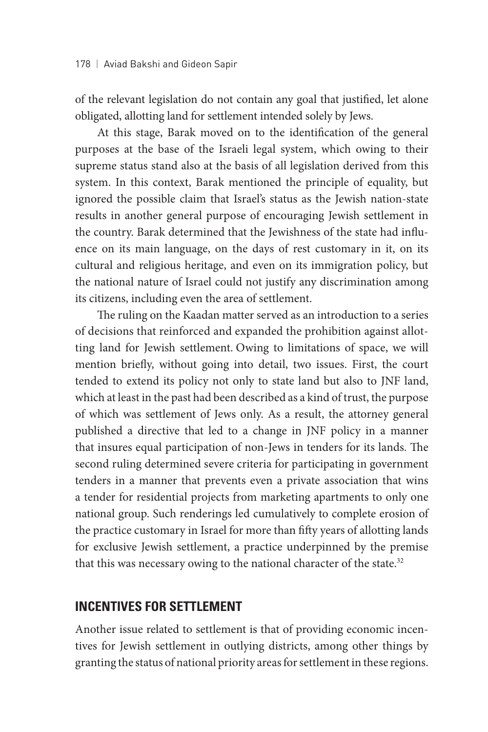of the relevant legislation do not contain any goal that justified, let alone obligated, allotting land for settlement intended solely by Jews.

At this stage, Barak moved on to the identification of the general purposes at the base of the Israeli legal system, which owing to their supreme status stand also at the basis of all legislation derived from this system. In this context, Barak mentioned the principle of equality, but ignored the possible claim that Israel's status as the Jewish nation-state results in another general purpose of encouraging Jewish settlement in the country. Barak determined that the Jewishness of the state had influence on its main language, on the days of rest customary in it, on its cultural and religious heritage, and even on its immigration policy, but the national nature of Israel could not justify any discrimination among its citizens, including even the area of settlement.

The ruling on the Kaadan matter served as an introduction to a series of decisions that reinforced and expanded the prohibition against allotting land for Jewish settlement. Owing to limitations of space, we will mention briefly, without going into detail, two issues. First, the court tended to extend its policy not only to state land but also to JNF land, which at least in the past had been described as a kind of trust, the purpose of which was settlement of Jews only. As a result, the attorney general published a directive that led to a change in JNF policy in a manner that insures equal participation of non-Jews in tenders for its lands. The second ruling determined severe criteria for participating in government tenders in a manner that prevents even a private association that wins a tender for residential projects from marketing apartments to only one national group. Such renderings led cumulatively to complete erosion of the practice customary in Israel for more than fifty years of allotting lands for exclusive Jewish settlement, a practice underpinned by the premise that this was necessary owing to the national character of the state.[32]

## INCENTIVES FOR SETTLEMENT

Another issue related to settlement is that of providing economic incentives for Jewish settlement in outlying districts, among other things by granting the status of national priority areas for settlement in these regions.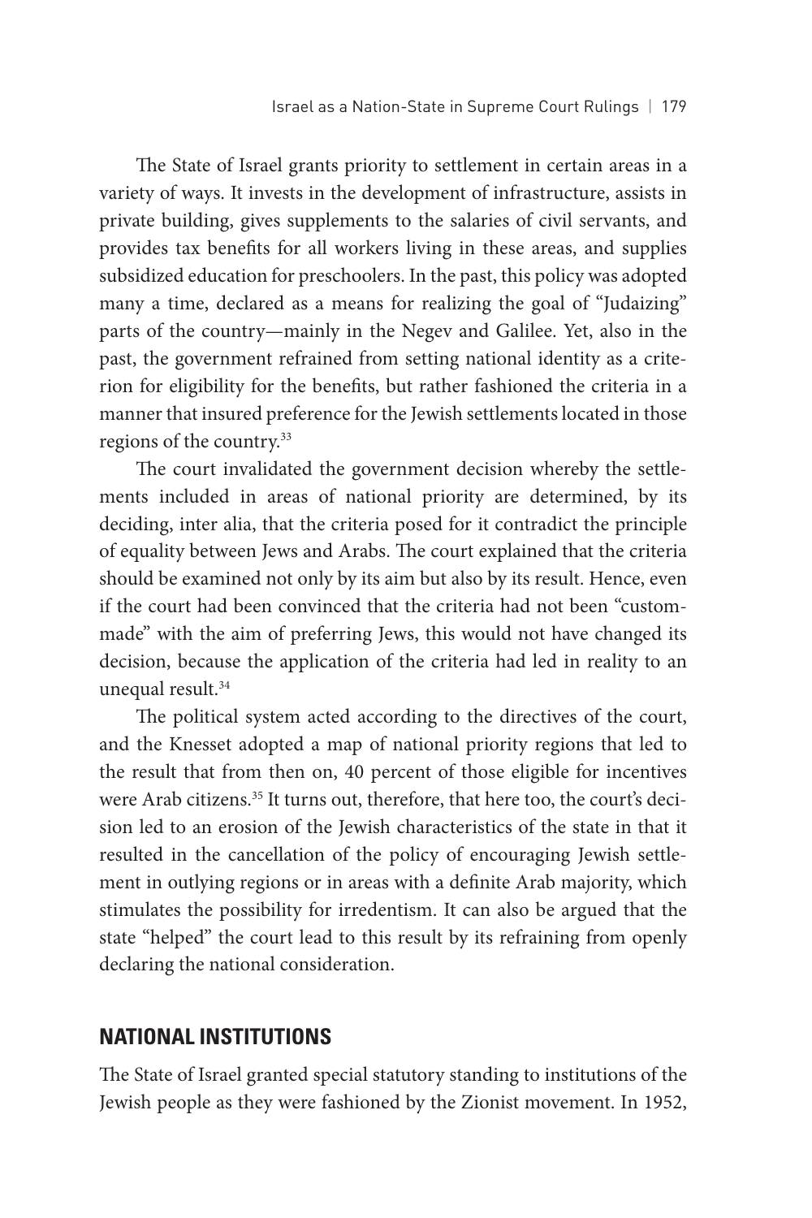The State of Israel grants priority to settlement in certain areas in a variety of ways. It invests in the development of infrastructure, assists in private building, gives supplements to the salaries of civil servants, and provides tax benefits for all workers living in these areas, and supplies subsidized education for preschoolers. In the past, this policy was adopted many a time, declared as a means for realizing the goal of "Judaizing" parts of the country—mainly in the Negev and Galilee. Yet, also in the past, the government refrained from setting national identity as a criterion for eligibility for the benefits, but rather fashioned the criteria in a manner that insured preference for the Jewish settlements located in those regions of the country.[33]

The court invalidated the government decision whereby the settlements included in areas of national priority are determined, by its deciding, inter alia, that the criteria posed for it contradict the principle of equality between Jews and Arabs. The court explained that the criteria should be examined not only by its aim but also by its result. Hence, even if the court had been convinced that the criteria had not been "custom-made" with the aim of preferring Jews, this would not have changed its decision, because the application of the criteria had led in reality to an unequal result.[34]

The political system acted according to the directives of the court, and the Knesset adopted a map of national priority regions that led to the result that from then on, 40 percent of those eligible for incentives were Arab citizens.[35] It turns out, therefore, that here too, the court's decision led to an erosion of the Jewish characteristics of the state in that it resulted in the cancellation of the policy of encouraging Jewish settlement in outlying regions or in areas with a definite Arab majority, which stimulates the possibility for irredentism. It can also be argued that the state "helped" the court lead to this result by its refraining from openly declaring the national consideration.

## NATIONAL INSTITUTIONS

The State of Israel granted special statutory standing to institutions of the Jewish people as they were fashioned by the Zionist movement. In 1952,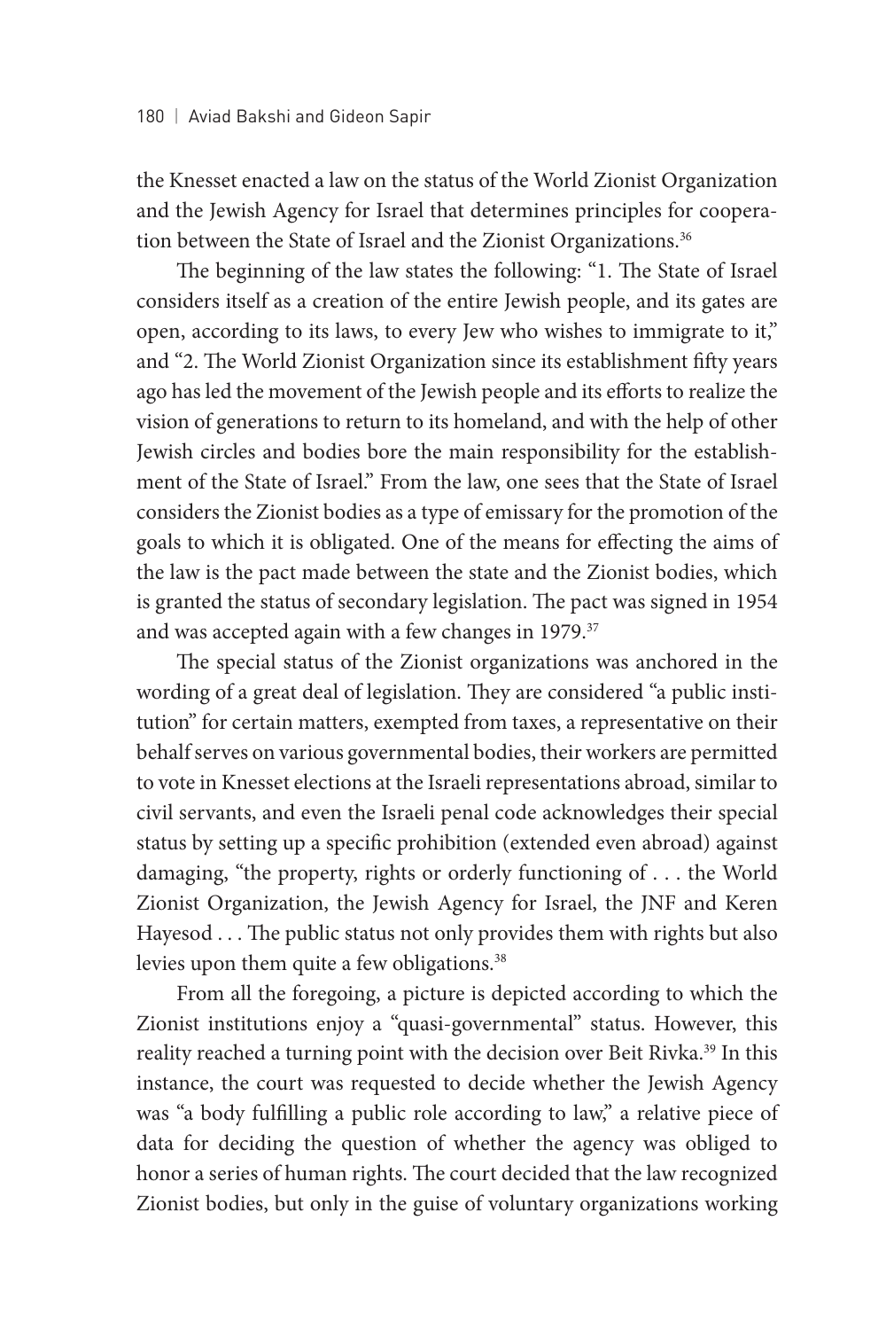the Knesset enacted a law on the status of the World Zionist Organization and the Jewish Agency for Israel that determines principles for cooperation between the State of Israel and the Zionist Organizations.[36]

The beginning of the law states the following: "1. The State of Israel considers itself as a creation of the entire Jewish people, and its gates are open, according to its laws, to every Jew who wishes to immigrate to it," and "2. The World Zionist Organization since its establishment fifty years ago has led the movement of the Jewish people and its efforts to realize the vision of generations to return to its homeland, and with the help of other Jewish circles and bodies bore the main responsibility for the establishment of the State of Israel." From the law, one sees that the State of Israel considers the Zionist bodies as a type of emissary for the promotion of the goals to which it is obligated. One of the means for effecting the aims of the law is the pact made between the state and the Zionist bodies, which is granted the status of secondary legislation. The pact was signed in 1954 and was accepted again with a few changes in 1979.[37]

The special status of the Zionist organizations was anchored in the wording of a great deal of legislation. They are considered "a public institution" for certain matters, exempted from taxes, a representative on their behalf serves on various governmental bodies, their workers are permitted to vote in Knesset elections at the Israeli representations abroad, similar to civil servants, and even the Israeli penal code acknowledges their special status by setting up a specific prohibition (extended even abroad) against damaging, "the property, rights or orderly functioning of . . . the World Zionist Organization, the Jewish Agency for Israel, the JNF and Keren Hayesod . . . The public status not only provides them with rights but also levies upon them quite a few obligations.[38]

From all the foregoing, a picture is depicted according to which the Zionist institutions enjoy a "quasi-governmental" status. However, this reality reached a turning point with the decision over Beit Rivka.[39] In this instance, the court was requested to decide whether the Jewish Agency was "a body fulfilling a public role according to law," a relative piece of data for deciding the question of whether the agency was obliged to honor a series of human rights. The court decided that the law recognized Zionist bodies, but only in the guise of voluntary organizations working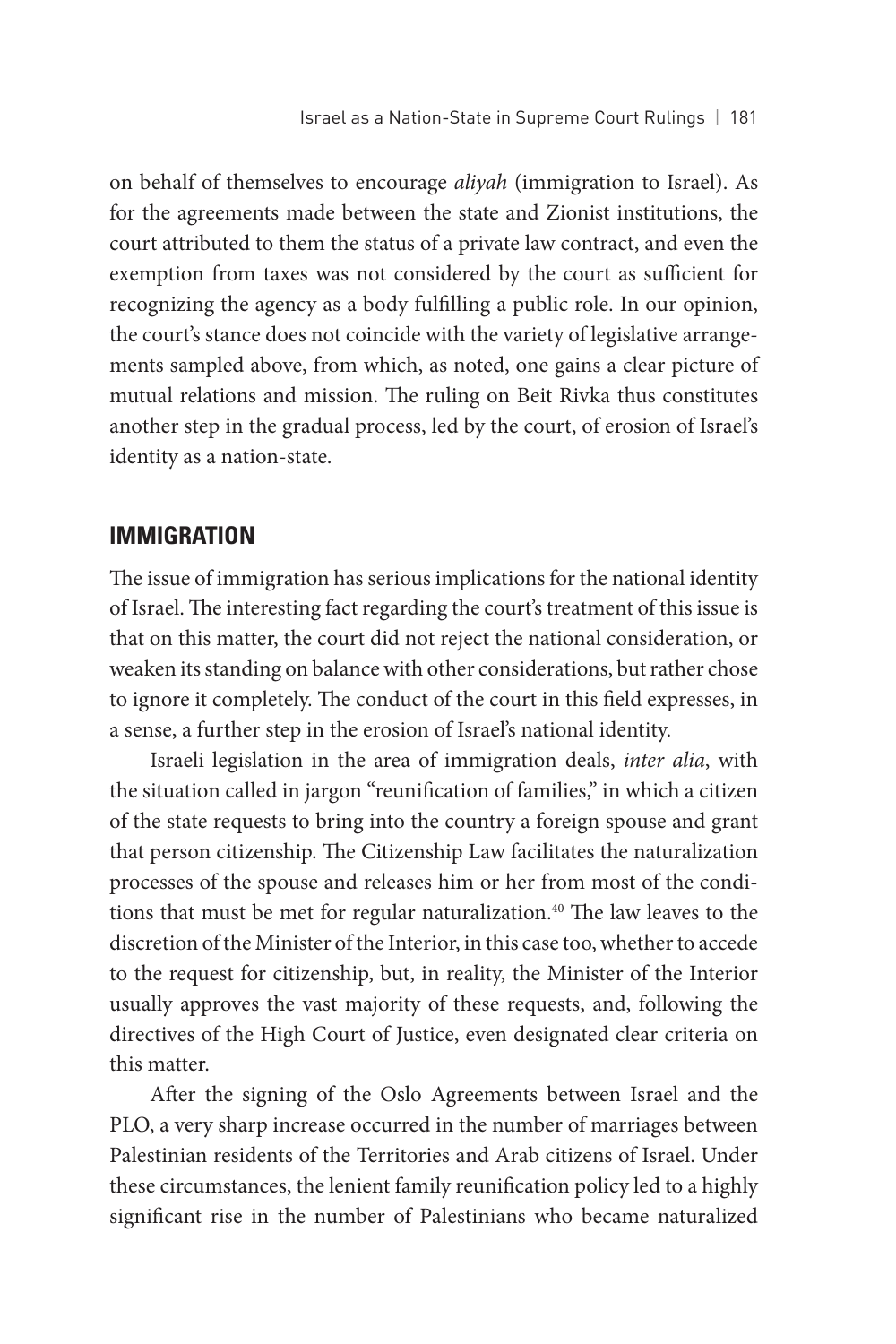on behalf of themselves to encourage *aliyah* (immigration to Israel). As for the agreements made between the state and Zionist institutions, the court attributed to them the status of a private law contract, and even the exemption from taxes was not considered by the court as sufficient for recognizing the agency as a body fulfilling a public role. In our opinion, the court's stance does not coincide with the variety of legislative arrangements sampled above, from which, as noted, one gains a clear picture of mutual relations and mission. The ruling on Beit Rivka thus constitutes another step in the gradual process, led by the court, of erosion of Israel's identity as a nation-state.

## IMMIGRATION

The issue of immigration has serious implications for the national identity of Israel. The interesting fact regarding the court's treatment of this issue is that on this matter, the court did not reject the national consideration, or weaken its standing on balance with other considerations, but rather chose to ignore it completely. The conduct of the court in this field expresses, in a sense, a further step in the erosion of Israel's national identity.

Israeli legislation in the area of immigration deals, *inter alia*, with the situation called in jargon "reunification of families," in which a citizen of the state requests to bring into the country a foreign spouse and grant that person citizenship. The Citizenship Law facilitates the naturalization processes of the spouse and releases him or her from most of the conditions that must be met for regular naturalization.[40] The law leaves to the discretion of the Minister of the Interior, in this case too, whether to accede to the request for citizenship, but, in reality, the Minister of the Interior usually approves the vast majority of these requests, and, following the directives of the High Court of Justice, even designated clear criteria on this matter.

After the signing of the Oslo Agreements between Israel and the PLO, a very sharp increase occurred in the number of marriages between Palestinian residents of the Territories and Arab citizens of Israel. Under these circumstances, the lenient family reunification policy led to a highly significant rise in the number of Palestinians who became naturalized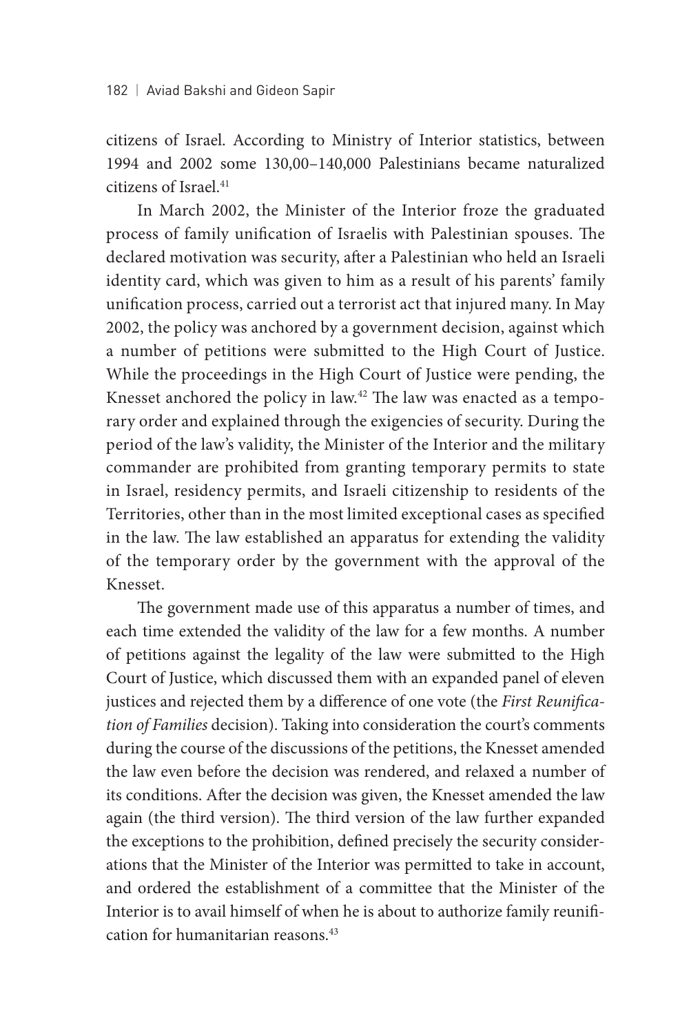citizens of Israel. According to Ministry of Interior statistics, between 1994 and 2002 some 130,00–140,000 Palestinians became naturalized citizens of Israel.[41]

In March 2002, the Minister of the Interior froze the graduated process of family unification of Israelis with Palestinian spouses. The declared motivation was security, after a Palestinian who held an Israeli identity card, which was given to him as a result of his parents' family unification process, carried out a terrorist act that injured many. In May 2002, the policy was anchored by a government decision, against which a number of petitions were submitted to the High Court of Justice. While the proceedings in the High Court of Justice were pending, the Knesset anchored the policy in law.[42] The law was enacted as a temporary order and explained through the exigencies of security. During the period of the law's validity, the Minister of the Interior and the military commander are prohibited from granting temporary permits to state in Israel, residency permits, and Israeli citizenship to residents of the Territories, other than in the most limited exceptional cases as specified in the law. The law established an apparatus for extending the validity of the temporary order by the government with the approval of the Knesset.

The government made use of this apparatus a number of times, and each time extended the validity of the law for a few months. A number of petitions against the legality of the law were submitted to the High Court of Justice, which discussed them with an expanded panel of eleven justices and rejected them by a difference of one vote (the *First Reunification of Families* decision). Taking into consideration the court's comments during the course of the discussions of the petitions, the Knesset amended the law even before the decision was rendered, and relaxed a number of its conditions. After the decision was given, the Knesset amended the law again (the third version). The third version of the law further expanded the exceptions to the prohibition, defined precisely the security considerations that the Minister of the Interior was permitted to take in account, and ordered the establishment of a committee that the Minister of the Interior is to avail himself of when he is about to authorize family reunification for humanitarian reasons.[43]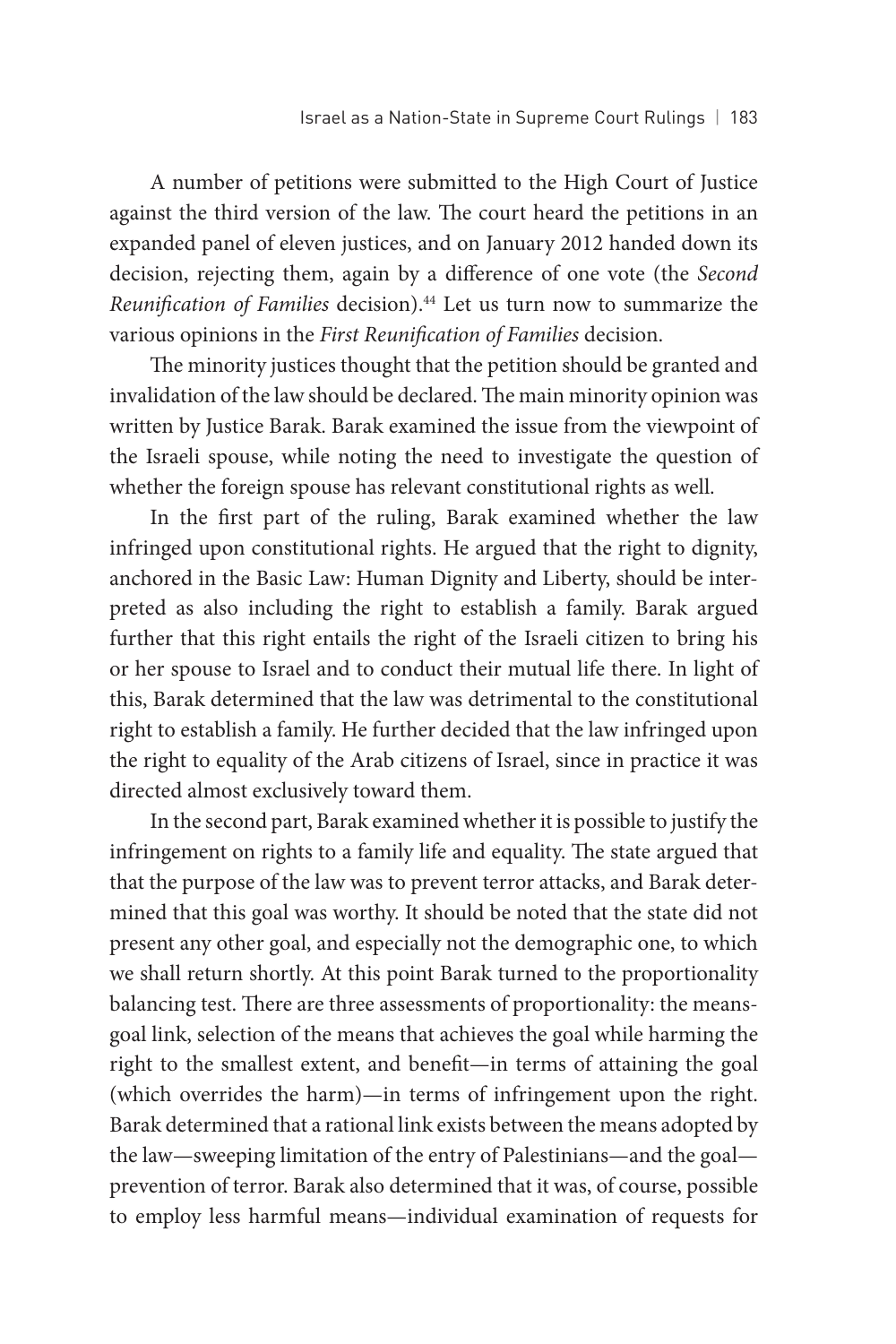A number of petitions were submitted to the High Court of Justice against the third version of the law. The court heard the petitions in an expanded panel of eleven justices, and on January 2012 handed down its decision, rejecting them, again by a difference of one vote (the *Second Reunification of Families* decision).[44] Let us turn now to summarize the various opinions in the *First Reunification of Families* decision.

The minority justices thought that the petition should be granted and invalidation of the law should be declared. The main minority opinion was written by Justice Barak. Barak examined the issue from the viewpoint of the Israeli spouse, while noting the need to investigate the question of whether the foreign spouse has relevant constitutional rights as well.

In the first part of the ruling, Barak examined whether the law infringed upon constitutional rights. He argued that the right to dignity, anchored in the Basic Law: Human Dignity and Liberty, should be interpreted as also including the right to establish a family. Barak argued further that this right entails the right of the Israeli citizen to bring his or her spouse to Israel and to conduct their mutual life there. In light of this, Barak determined that the law was detrimental to the constitutional right to establish a family. He further decided that the law infringed upon the right to equality of the Arab citizens of Israel, since in practice it was directed almost exclusively toward them.

In the second part, Barak examined whether it is possible to justify the infringement on rights to a family life and equality. The state argued that that the purpose of the law was to prevent terror attacks, and Barak determined that this goal was worthy. It should be noted that the state did not present any other goal, and especially not the demographic one, to which we shall return shortly. At this point Barak turned to the proportionality balancing test. There are three assessments of proportionality: the means-goal link, selection of the means that achieves the goal while harming the right to the smallest extent, and benefit—in terms of attaining the goal (which overrides the harm)—in terms of infringement upon the right. Barak determined that a rational link exists between the means adopted by the law—sweeping limitation of the entry of Palestinians—and the goal—prevention of terror. Barak also determined that it was, of course, possible to employ less harmful means—individual examination of requests for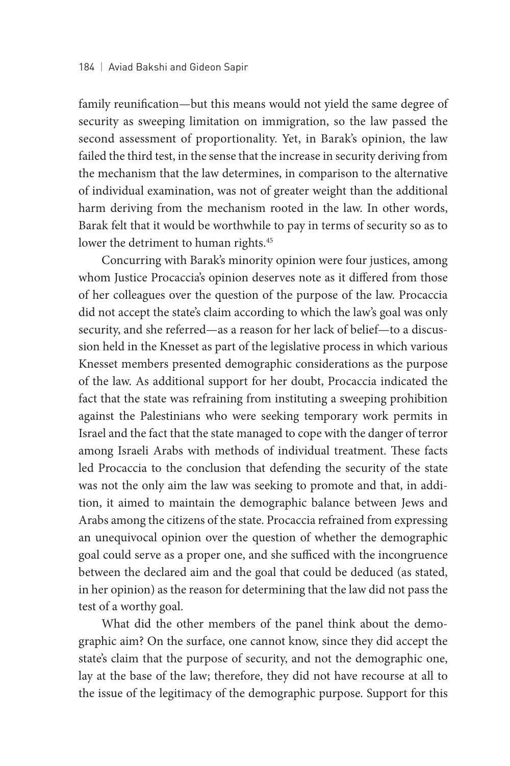family reunification—but this means would not yield the same degree of security as sweeping limitation on immigration, so the law passed the second assessment of proportionality. Yet, in Barak's opinion, the law failed the third test, in the sense that the increase in security deriving from the mechanism that the law determines, in comparison to the alternative of individual examination, was not of greater weight than the additional harm deriving from the mechanism rooted in the law. In other words, Barak felt that it would be worthwhile to pay in terms of security so as to lower the detriment to human rights.[45]

Concurring with Barak's minority opinion were four justices, among whom Justice Procaccia's opinion deserves note as it differed from those of her colleagues over the question of the purpose of the law. Procaccia did not accept the state's claim according to which the law's goal was only security, and she referred—as a reason for her lack of belief—to a discussion held in the Knesset as part of the legislative process in which various Knesset members presented demographic considerations as the purpose of the law. As additional support for her doubt, Procaccia indicated the fact that the state was refraining from instituting a sweeping prohibition against the Palestinians who were seeking temporary work permits in Israel and the fact that the state managed to cope with the danger of terror among Israeli Arabs with methods of individual treatment. These facts led Procaccia to the conclusion that defending the security of the state was not the only aim the law was seeking to promote and that, in addition, it aimed to maintain the demographic balance between Jews and Arabs among the citizens of the state. Procaccia refrained from expressing an unequivocal opinion over the question of whether the demographic goal could serve as a proper one, and she sufficed with the incongruence between the declared aim and the goal that could be deduced (as stated, in her opinion) as the reason for determining that the law did not pass the test of a worthy goal.

What did the other members of the panel think about the demographic aim? On the surface, one cannot know, since they did accept the state's claim that the purpose of security, and not the demographic one, lay at the base of the law; therefore, they did not have recourse at all to the issue of the legitimacy of the demographic purpose. Support for this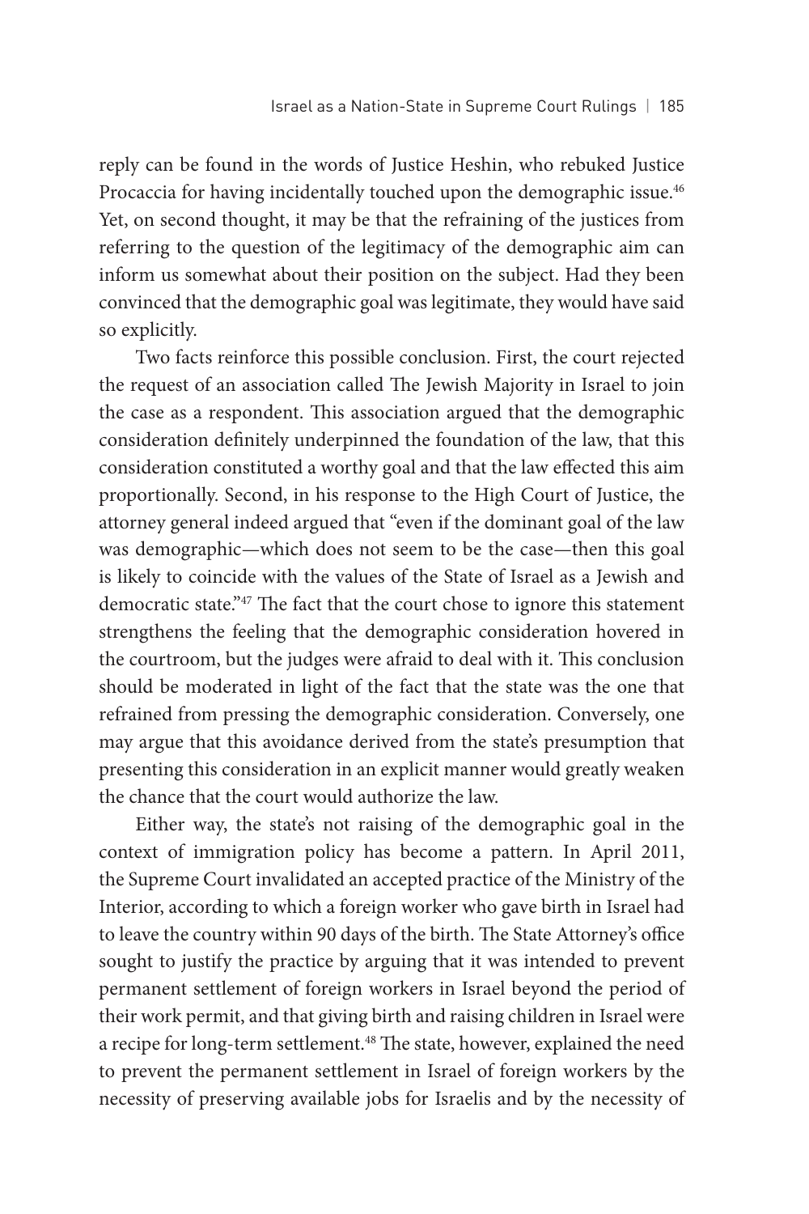reply can be found in the words of Justice Heshin, who rebuked Justice Procaccia for having incidentally touched upon the demographic issue.[46] Yet, on second thought, it may be that the refraining of the justices from referring to the question of the legitimacy of the demographic aim can inform us somewhat about their position on the subject. Had they been convinced that the demographic goal was legitimate, they would have said so explicitly.

Two facts reinforce this possible conclusion. First, the court rejected the request of an association called The Jewish Majority in Israel to join the case as a respondent. This association argued that the demographic consideration definitely underpinned the foundation of the law, that this consideration constituted a worthy goal and that the law effected this aim proportionally. Second, in his response to the High Court of Justice, the attorney general indeed argued that "even if the dominant goal of the law was demographic—which does not seem to be the case—then this goal is likely to coincide with the values of the State of Israel as a Jewish and democratic state."[47] The fact that the court chose to ignore this statement strengthens the feeling that the demographic consideration hovered in the courtroom, but the judges were afraid to deal with it. This conclusion should be moderated in light of the fact that the state was the one that refrained from pressing the demographic consideration. Conversely, one may argue that this avoidance derived from the state's presumption that presenting this consideration in an explicit manner would greatly weaken the chance that the court would authorize the law.

Either way, the state's not raising of the demographic goal in the context of immigration policy has become a pattern. In April 2011, the Supreme Court invalidated an accepted practice of the Ministry of the Interior, according to which a foreign worker who gave birth in Israel had to leave the country within 90 days of the birth. The State Attorney's office sought to justify the practice by arguing that it was intended to prevent permanent settlement of foreign workers in Israel beyond the period of their work permit, and that giving birth and raising children in Israel were a recipe for long-term settlement.[48] The state, however, explained the need to prevent the permanent settlement in Israel of foreign workers by the necessity of preserving available jobs for Israelis and by the necessity of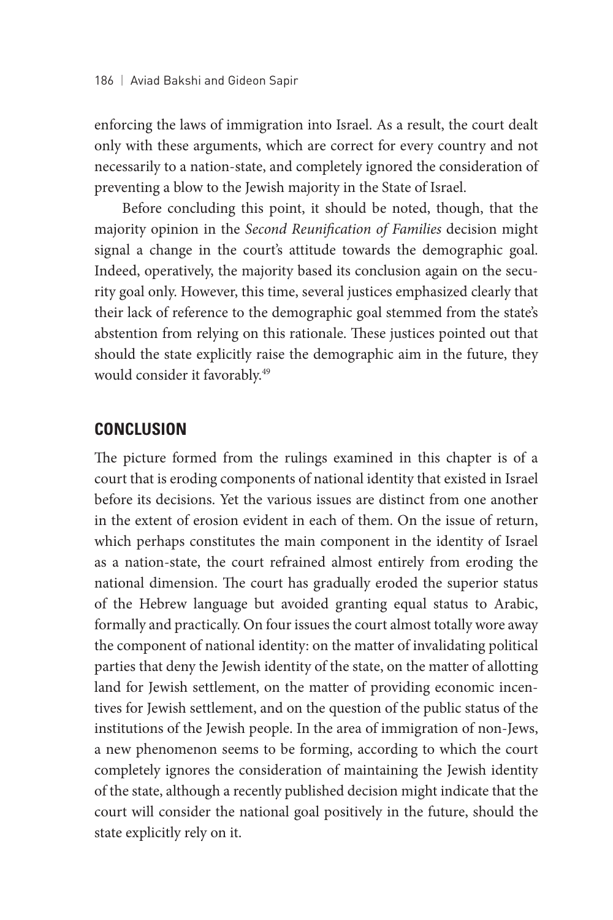enforcing the laws of immigration into Israel. As a result, the court dealt only with these arguments, which are correct for every country and not necessarily to a nation-state, and completely ignored the consideration of preventing a blow to the Jewish majority in the State of Israel.

Before concluding this point, it should be noted, though, that the majority opinion in the *Second Reunification of Families* decision might signal a change in the court's attitude towards the demographic goal. Indeed, operatively, the majority based its conclusion again on the security goal only. However, this time, several justices emphasized clearly that their lack of reference to the demographic goal stemmed from the state's abstention from relying on this rationale. These justices pointed out that should the state explicitly raise the demographic aim in the future, they would consider it favorably.[49]

## CONCLUSION

The picture formed from the rulings examined in this chapter is of a court that is eroding components of national identity that existed in Israel before its decisions. Yet the various issues are distinct from one another in the extent of erosion evident in each of them. On the issue of return, which perhaps constitutes the main component in the identity of Israel as a nation-state, the court refrained almost entirely from eroding the national dimension. The court has gradually eroded the superior status of the Hebrew language but avoided granting equal status to Arabic, formally and practically. On four issues the court almost totally wore away the component of national identity: on the matter of invalidating political parties that deny the Jewish identity of the state, on the matter of allotting land for Jewish settlement, on the matter of providing economic incentives for Jewish settlement, and on the question of the public status of the institutions of the Jewish people. In the area of immigration of non-Jews, a new phenomenon seems to be forming, according to which the court completely ignores the consideration of maintaining the Jewish identity of the state, although a recently published decision might indicate that the court will consider the national goal positively in the future, should the state explicitly rely on it.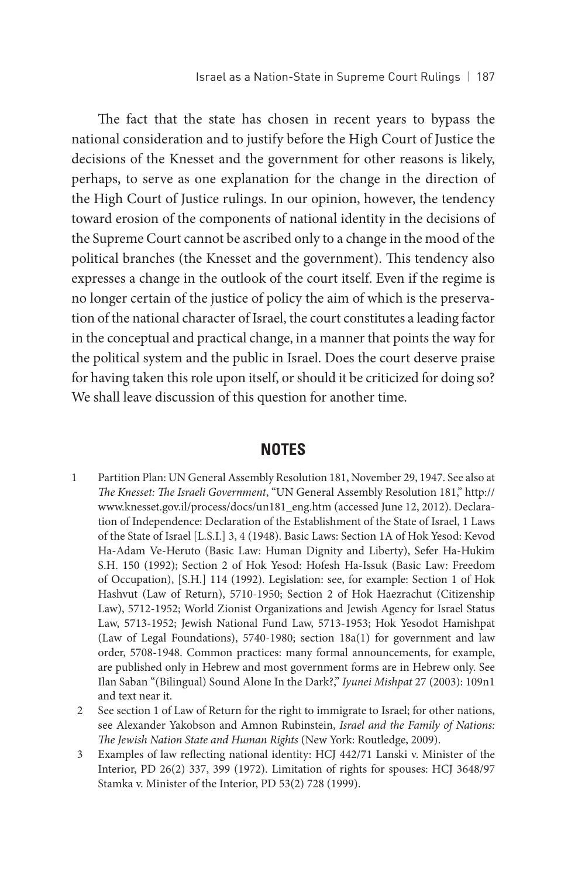The fact that the state has chosen in recent years to bypass the national consideration and to justify before the High Court of Justice the decisions of the Knesset and the government for other reasons is likely, perhaps, to serve as one explanation for the change in the direction of the High Court of Justice rulings. In our opinion, however, the tendency toward erosion of the components of national identity in the decisions of the Supreme Court cannot be ascribed only to a change in the mood of the political branches (the Knesset and the government). This tendency also expresses a change in the outlook of the court itself. Even if the regime is no longer certain of the justice of policy the aim of which is the preservation of the national character of Israel, the court constitutes a leading factor in the conceptual and practical change, in a manner that points the way for the political system and the public in Israel. Does the court deserve praise for having taken this role upon itself, or should it be criticized for doing so? We shall leave discussion of this question for another time.

## NOTES

1. Partition Plan: UN General Assembly Resolution 181, November 29, 1947. See also at *The Knesset: The Israeli Government*, "UN General Assembly Resolution 181," http://www.knesset.gov.il/process/docs/un181_eng.htm (accessed June 12, 2012). Declaration of Independence: Declaration of the Establishment of the State of Israel, 1 Laws of the State of Israel [L.S.I.] 3, 4 (1948). Basic Laws: Section 1A of Hok Yesod: Kevod Ha-Adam Ve-Heruto (Basic Law: Human Dignity and Liberty), Sefer Ha-Hukim S.H. 150 (1992); Section 2 of Hok Yesod: Hofesh Ha-Issuk (Basic Law: Freedom of Occupation), [S.H.] 114 (1992). Legislation: see, for example: Section 1 of Hok Hashvut (Law of Return), 5710-1950; Section 2 of Hok Haezrachut (Citizenship Law), 5712-1952; World Zionist Organizations and Jewish Agency for Israel Status Law, 5713-1952; Jewish National Fund Law, 5713-1953; Hok Yesodot Hamishpat (Law of Legal Foundations), 5740-1980; section 18a(1) for government and law order, 5708-1948. Common practices: many formal announcements, for example, are published only in Hebrew and most government forms are in Hebrew only. See Ilan Saban "(Bilingual) Sound Alone In the Dark?," *Iyunei Mishpat* 27 (2003): 109n1 and text near it.
2. See section 1 of Law of Return for the right to immigrate to Israel; for other nations, see Alexander Yakobson and Amnon Rubinstein, *Israel and the Family of Nations: The Jewish Nation State and Human Rights* (New York: Routledge, 2009).
3. Examples of law reflecting national identity: HCJ 442/71 Lanski v. Minister of the Interior, PD 26(2) 337, 399 (1972). Limitation of rights for spouses: HCJ 3648/97 Stamka v. Minister of the Interior, PD 53(2) 728 (1999).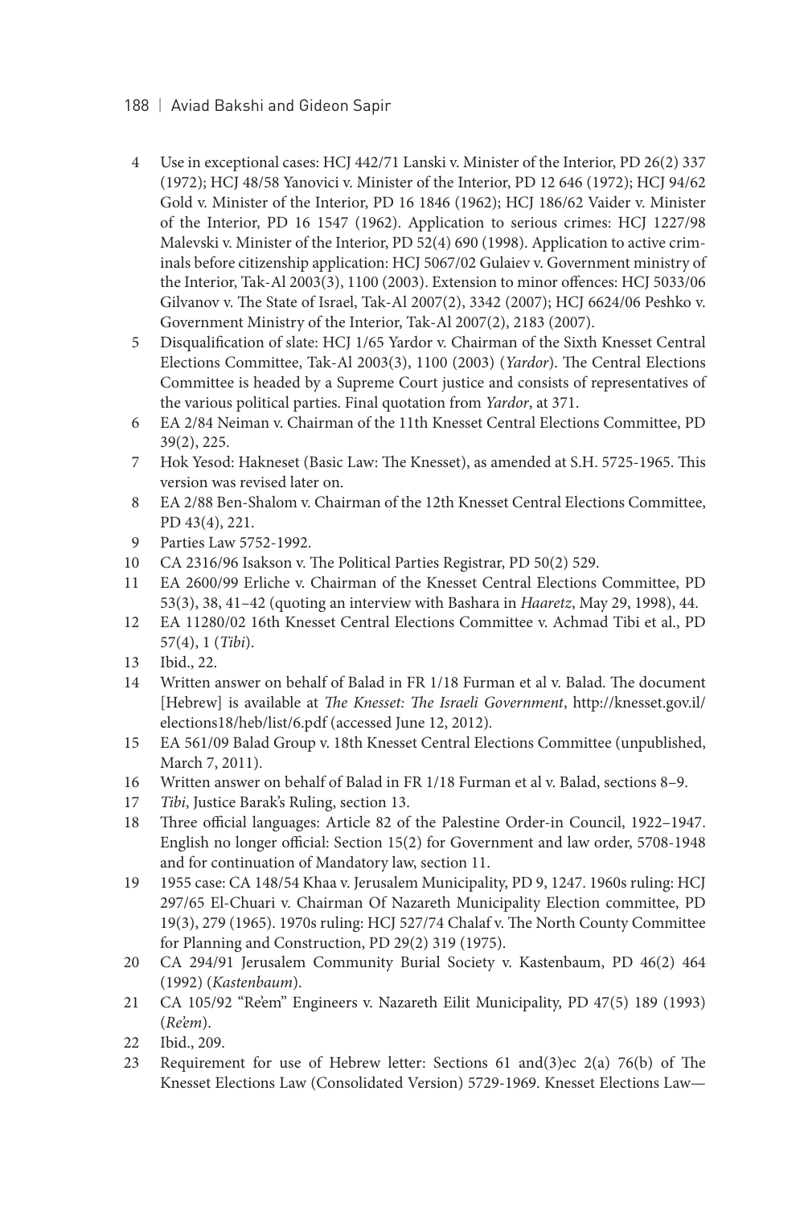4 Use in exceptional cases: HCJ 442/71 Lanski v. Minister of the Interior, PD 26(2) 337 (1972); HCJ 48/58 Yanovici v. Minister of the Interior, PD 12 646 (1972); HCJ 94/62 Gold v. Minister of the Interior, PD 16 1846 (1962); HCJ 186/62 Vaider v. Minister of the Interior, PD 16 1547 (1962). Application to serious crimes: HCJ 1227/98 Malevski v. Minister of the Interior, PD 52(4) 690 (1998). Application to active criminals before citizenship application: HCJ 5067/02 Gulaiev v. Government ministry of the Interior, Tak-Al 2003(3), 1100 (2003). Extension to minor offences: HCJ 5033/06 Gilvanov v. The State of Israel, Tak-Al 2007(2), 3342 (2007); HCJ 6624/06 Peshko v. Government Ministry of the Interior, Tak-Al 2007(2), 2183 (2007).

5 Disqualification of slate: HCJ 1/65 Yardor v. Chairman of the Sixth Knesset Central Elections Committee, Tak-Al 2003(3), 1100 (2003) (*Yardor*). The Central Elections Committee is headed by a Supreme Court justice and consists of representatives of the various political parties. Final quotation from *Yardor*, at 371.

6 EA 2/84 Neiman v. Chairman of the 11th Knesset Central Elections Committee, PD 39(2), 225.

7 Hok Yesod: Hakneset (Basic Law: The Knesset), as amended at S.H. 5725-1965. This version was revised later on.

8 EA 2/88 Ben-Shalom v. Chairman of the 12th Knesset Central Elections Committee, PD 43(4), 221.

9 Parties Law 5752-1992.

10 CA 2316/96 Isakson v. The Political Parties Registrar, PD 50(2) 529.

11 EA 2600/99 Erliche v. Chairman of the Knesset Central Elections Committee, PD 53(3), 38, 41–42 (quoting an interview with Bashara in *Haaretz*, May 29, 1998), 44.

12 EA 11280/02 16th Knesset Central Elections Committee v. Achmad Tibi et al., PD 57(4), 1 (*Tibi*).

13 Ibid., 22.

14 Written answer on behalf of Balad in FR 1/18 Furman et al v. Balad. The document [Hebrew] is available at *The Knesset: The Israeli Government*, http://knesset.gov.il/elections18/heb/list/6.pdf (accessed June 12, 2012).

15 EA 561/09 Balad Group v. 18th Knesset Central Elections Committee (unpublished, March 7, 2011).

16 Written answer on behalf of Balad in FR 1/18 Furman et al v. Balad, sections 8–9.

17 *Tibi*, Justice Barak's Ruling, section 13.

18 Three official languages: Article 82 of the Palestine Order-in Council, 1922–1947. English no longer official: Section 15(2) for Government and law order, 5708-1948 and for continuation of Mandatory law, section 11.

19 1955 case: CA 148/54 Khaa v. Jerusalem Municipality, PD 9, 1247. 1960s ruling: HCJ 297/65 El-Chuari v. Chairman Of Nazareth Municipality Election committee, PD 19(3), 279 (1965). 1970s ruling: HCJ 527/74 Chalaf v. The North County Committee for Planning and Construction, PD 29(2) 319 (1975).

20 CA 294/91 Jerusalem Community Burial Society v. Kastenbaum, PD 46(2) 464 (1992) (*Kastenbaum*).

21 CA 105/92 "Re'em" Engineers v. Nazareth Eilit Municipality, PD 47(5) 189 (1993) (*Re'em*).

22 Ibid., 209.

23 Requirement for use of Hebrew letter: Sections 61 and(3)ec 2(a) 76(b) of The Knesset Elections Law (Consolidated Version) 5729-1969. Knesset Elections Law—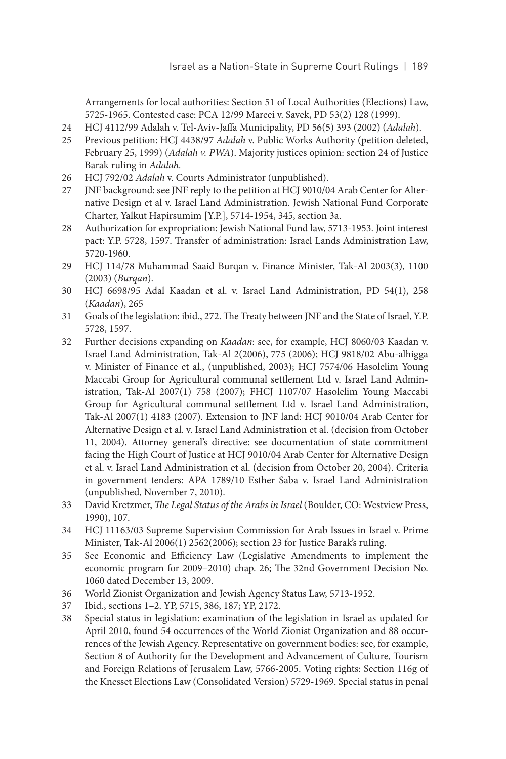Arrangements for local authorities: Section 51 of Local Authorities (Elections) Law, 5725-1965. Contested case: PCA 12/99 Mareei v. Savek, PD 53(2) 128 (1999).

24 HCJ 4112/99 Adalah v. Tel-Aviv-Jaffa Municipality, PD 56(5) 393 (2002) (*Adalah*).

25 Previous petition: HCJ 4438/97 *Adalah* v. Public Works Authority (petition deleted, February 25, 1999) (*Adalah v. PWA*). Majority justices opinion: section 24 of Justice Barak ruling in *Adalah.*

26 HCJ 792/02 *Adalah* v. Courts Administrator (unpublished).

27 JNF background: see JNF reply to the petition at HCJ 9010/04 Arab Center for Alternative Design et al v. Israel Land Administration. Jewish National Fund Corporate Charter, Yalkut Hapirsumim [Y.P.], 5714-1954, 345, section 3a.

28 Authorization for expropriation: Jewish National Fund law, 5713-1953. Joint interest pact: Y.P. 5728, 1597. Transfer of administration: Israel Lands Administration Law, 5720-1960.

29 HCJ 114/78 Muhammad Saaid Burqan v. Finance Minister, Tak-Al 2003(3), 1100 (2003) (*Burqan*).

30 HCJ 6698/95 Adal Kaadan et al. v. Israel Land Administration, PD 54(1), 258 (*Kaadan*), 265

31 Goals of the legislation: ibid., 272. The Treaty between JNF and the State of Israel, Y.P. 5728, 1597.

32 Further decisions expanding on *Kaadan*: see, for example, HCJ 8060/03 Kaadan v. Israel Land Administration, Tak-Al 2(2006), 775 (2006); HCJ 9818/02 Abu-alhigga v. Minister of Finance et al., (unpublished, 2003); HCJ 7574/06 Hasolelim Young Maccabi Group for Agricultural communal settlement Ltd v. Israel Land Administration, Tak-Al 2007(1) 758 (2007); FHCJ 1107/07 Hasolelim Young Maccabi Group for Agricultural communal settlement Ltd v. Israel Land Administration, Tak-Al 2007(1) 4183 (2007). Extension to JNF land: HCJ 9010/04 Arab Center for Alternative Design et al. v. Israel Land Administration et al. (decision from October 11, 2004). Attorney general's directive: see documentation of state commitment facing the High Court of Justice at HCJ 9010/04 Arab Center for Alternative Design et al. v. Israel Land Administration et al. (decision from October 20, 2004). Criteria in government tenders: APA 1789/10 Esther Saba v. Israel Land Administration (unpublished, November 7, 2010).

33 David Kretzmer, *The Legal Status of the Arabs in Israel* (Boulder, CO: Westview Press, 1990), 107.

34 HCJ 11163/03 Supreme Supervision Commission for Arab Issues in Israel v. Prime Minister, Tak-Al 2006(1) 2562(2006); section 23 for Justice Barak's ruling.

35 See Economic and Efficiency Law (Legislative Amendments to implement the economic program for 2009–2010) chap. 26; The 32nd Government Decision No. 1060 dated December 13, 2009.

36 World Zionist Organization and Jewish Agency Status Law, 5713-1952.

37 Ibid., sections 1–2. YP, 5715, 386, 187; YP, 2172.

38 Special status in legislation: examination of the legislation in Israel as updated for April 2010, found 54 occurrences of the World Zionist Organization and 88 occurrences of the Jewish Agency. Representative on government bodies: see, for example, Section 8 of Authority for the Development and Advancement of Culture, Tourism and Foreign Relations of Jerusalem Law, 5766-2005. Voting rights: Section 116g of the Knesset Elections Law (Consolidated Version) 5729-1969. Special status in penal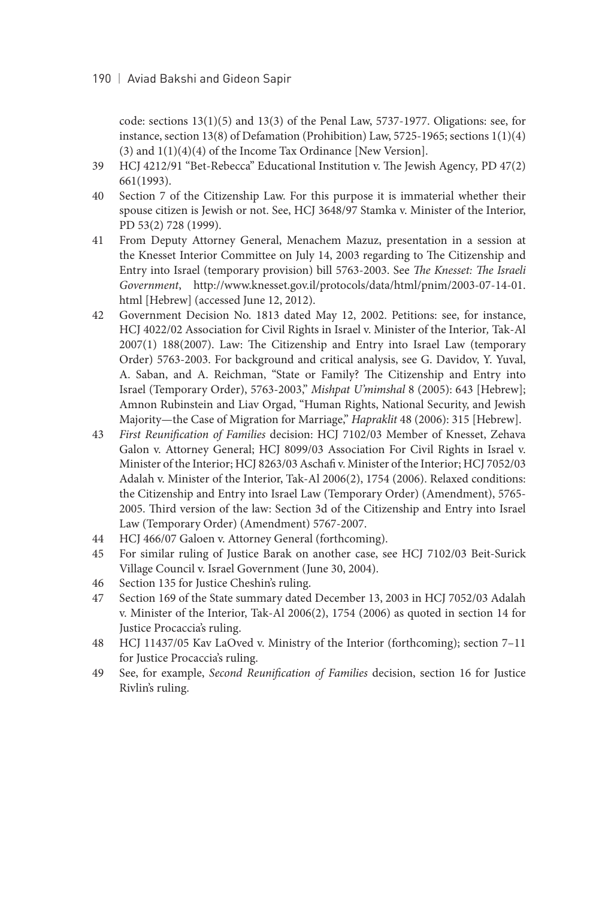code: sections 13(1)(5) and 13(3) of the Penal Law, 5737-1977. Oligations: see, for instance, section 13(8) of Defamation (Prohibition) Law, 5725-1965; sections 1(1)(4)(3) and 1(1)(4)(4) of the Income Tax Ordinance [New Version].

39 HCJ 4212/91 "Bet-Rebecca" Educational Institution v. The Jewish Agency, PD 47(2) 661(1993).

40 Section 7 of the Citizenship Law. For this purpose it is immaterial whether their spouse citizen is Jewish or not. See, HCJ 3648/97 Stamka v. Minister of the Interior, PD 53(2) 728 (1999).

41 From Deputy Attorney General, Menachem Mazuz, presentation in a session at the Knesset Interior Committee on July 14, 2003 regarding to The Citizenship and Entry into Israel (temporary provision) bill 5763-2003. See *The Knesset: The Israeli Government*, http://www.knesset.gov.il/protocols/data/html/pnim/2003-07-14-01.html [Hebrew] (accessed June 12, 2012).

42 Government Decision No. 1813 dated May 12, 2002. Petitions: see, for instance, HCJ 4022/02 Association for Civil Rights in Israel v. Minister of the Interior, Tak-Al 2007(1) 188(2007). Law: The Citizenship and Entry into Israel Law (temporary Order) 5763-2003. For background and critical analysis, see G. Davidov, Y. Yuval, A. Saban, and A. Reichman, "State or Family? The Citizenship and Entry into Israel (Temporary Order), 5763-2003," *Mishpat U'mimshal* 8 (2005): 643 [Hebrew]; Amnon Rubinstein and Liav Orgad, "Human Rights, National Security, and Jewish Majority—the Case of Migration for Marriage," *Hapraklit* 48 (2006): 315 [Hebrew].

43 *First Reunification of Families* decision: HCJ 7102/03 Member of Knesset, Zehava Galon v. Attorney General; HCJ 8099/03 Association For Civil Rights in Israel v. Minister of the Interior; HCJ 8263/03 Aschafi v. Minister of the Interior; HCJ 7052/03 Adalah v. Minister of the Interior, Tak-Al 2006(2), 1754 (2006). Relaxed conditions: the Citizenship and Entry into Israel Law (Temporary Order) (Amendment), 5765-2005. Third version of the law: Section 3d of the Citizenship and Entry into Israel Law (Temporary Order) (Amendment) 5767-2007.

44 HCJ 466/07 Galoen v. Attorney General (forthcoming).

45 For similar ruling of Justice Barak on another case, see HCJ 7102/03 Beit-Surick Village Council v. Israel Government (June 30, 2004).

46 Section 135 for Justice Cheshin's ruling.

47 Section 169 of the State summary dated December 13, 2003 in HCJ 7052/03 Adalah v. Minister of the Interior, Tak-Al 2006(2), 1754 (2006) as quoted in section 14 for Justice Procaccia's ruling.

48 HCJ 11437/05 Kav LaOved v. Ministry of the Interior (forthcoming); section 7–11 for Justice Procaccia's ruling.

49 See, for example, *Second Reunification of Families* decision, section 16 for Justice Rivlin's ruling.